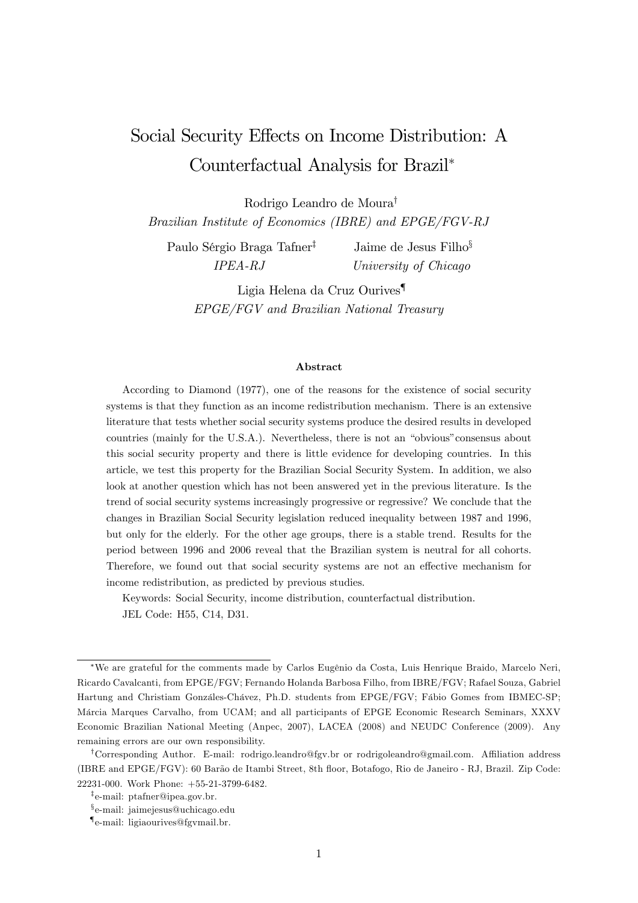# Social Security Effects on Income Distribution: A Counterfactual Analysis for Brazil[*]

Rodrigo Leandro de Moura[†]
*Brazilian Institute of Economics (IBRE) and EPGE/FGV-RJ*

Paulo Sérgio Braga Tafner[‡]
*IPEA-RJ*

Jaime de Jesus Filho[§]
*University of Chicago*

Ligia Helena da Cruz Ourives[¶]
*EPGE/FGV and Brazilian National Treasury*

**Abstract**

According to Diamond (1977), one of the reasons for the existence of social security systems is that they function as an income redistribution mechanism. There is an extensive literature that tests whether social security systems produce the desired results in developed countries (mainly for the U.S.A.). Nevertheless, there is not an "obvious"consensus about this social security property and there is little evidence for developing countries. In this article, we test this property for the Brazilian Social Security System. In addition, we also look at another question which has not been answered yet in the previous literature. Is the trend of social security systems increasingly progressive or regressive? We conclude that the changes in Brazilian Social Security legislation reduced inequality between 1987 and 1996, but only for the elderly. For the other age groups, there is a stable trend. Results for the period between 1996 and 2006 reveal that the Brazilian system is neutral for all cohorts. Therefore, we found out that social security systems are not an effective mechanism for income redistribution, as predicted by previous studies.

Keywords: Social Security, income distribution, counterfactual distribution.

JEL Code: H55, C14, D31.

---

[*] We are grateful for the comments made by Carlos Eugênio da Costa, Luis Henrique Braido, Marcelo Neri, Ricardo Cavalcanti, from EPGE/FGV; Fernando Holanda Barbosa Filho, from IBRE/FGV; Rafael Souza, Gabriel Hartung and Christiam Gonzáles-Chávez, Ph.D. students from EPGE/FGV; Fábio Gomes from IBMEC-SP; Márcia Marques Carvalho, from UCAM; and all participants of EPGE Economic Research Seminars, XXXV Economic Brazilian National Meeting (Anpec, 2007), LACEA (2008) and NEUDC Conference (2009). Any remaining errors are our own responsibility.

[†] Corresponding Author. E-mail: rodrigo.leandro@fgv.br or rodrigoleandro@gmail.com. Affiliation address (IBRE and EPGE/FGV): 60 Barão de Itambi Street, 8th floor, Botafogo, Rio de Janeiro - RJ, Brazil. Zip Code: 22231-000. Work Phone: +55-21-3799-6482.

[‡] e-mail: ptafner@ipea.gov.br.

[§] e-mail: jaimejesus@uchicago.edu

[¶] e-mail: ligiaourives@fgvmail.br.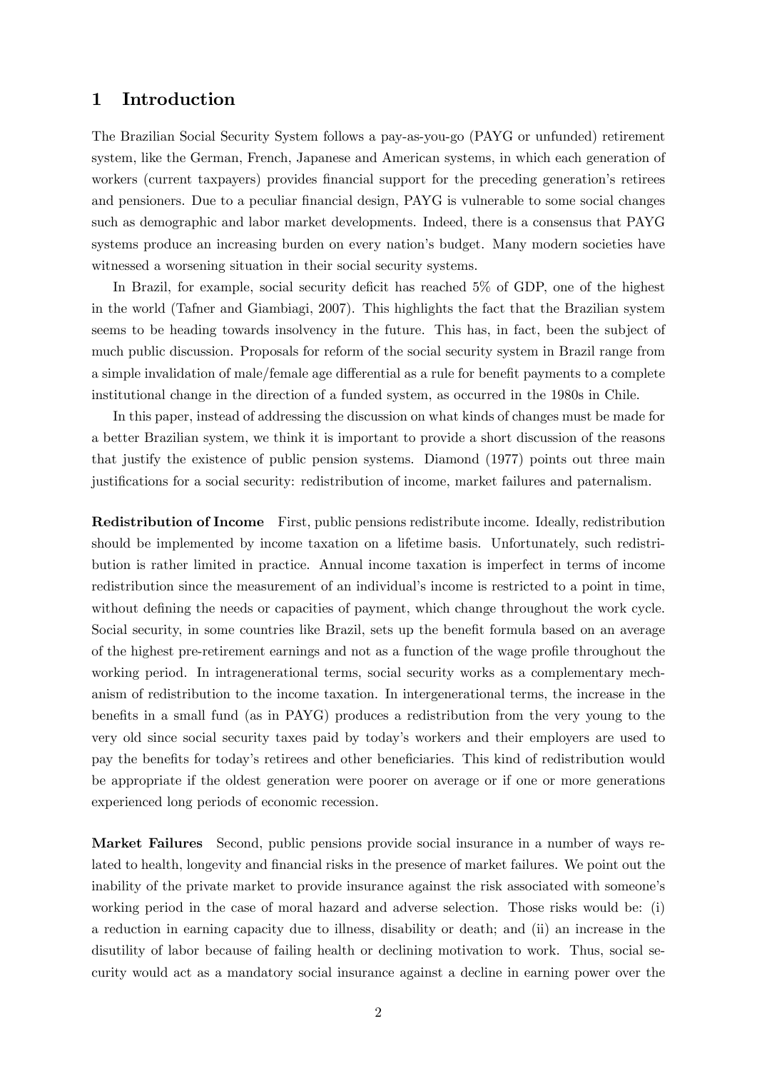# 1 Introduction

The Brazilian Social Security System follows a pay-as-you-go (PAYG or unfunded) retirement system, like the German, French, Japanese and American systems, in which each generation of workers (current taxpayers) provides financial support for the preceding generation's retirees and pensioners. Due to a peculiar financial design, PAYG is vulnerable to some social changes such as demographic and labor market developments. Indeed, there is a consensus that PAYG systems produce an increasing burden on every nation's budget. Many modern societies have witnessed a worsening situation in their social security systems.

In Brazil, for example, social security deficit has reached 5% of GDP, one of the highest in the world (Tafner and Giambiagi, 2007). This highlights the fact that the Brazilian system seems to be heading towards insolvency in the future. This has, in fact, been the subject of much public discussion. Proposals for reform of the social security system in Brazil range from a simple invalidation of male/female age differential as a rule for benefit payments to a complete institutional change in the direction of a funded system, as occurred in the 1980s in Chile.

In this paper, instead of addressing the discussion on what kinds of changes must be made for a better Brazilian system, we think it is important to provide a short discussion of the reasons that justify the existence of public pension systems. Diamond (1977) points out three main justifications for a social security: redistribution of income, market failures and paternalism.

**Redistribution of Income** First, public pensions redistribute income. Ideally, redistribution should be implemented by income taxation on a lifetime basis. Unfortunately, such redistribution is rather limited in practice. Annual income taxation is imperfect in terms of income redistribution since the measurement of an individual's income is restricted to a point in time, without defining the needs or capacities of payment, which change throughout the work cycle. Social security, in some countries like Brazil, sets up the benefit formula based on an average of the highest pre-retirement earnings and not as a function of the wage profile throughout the working period. In intragenerational terms, social security works as a complementary mechanism of redistribution to the income taxation. In intergenerational terms, the increase in the benefits in a small fund (as in PAYG) produces a redistribution from the very young to the very old since social security taxes paid by today's workers and their employers are used to pay the benefits for today's retirees and other beneficiaries. This kind of redistribution would be appropriate if the oldest generation were poorer on average or if one or more generations experienced long periods of economic recession.

**Market Failures** Second, public pensions provide social insurance in a number of ways related to health, longevity and financial risks in the presence of market failures. We point out the inability of the private market to provide insurance against the risk associated with someone's working period in the case of moral hazard and adverse selection. Those risks would be: (i) a reduction in earning capacity due to illness, disability or death; and (ii) an increase in the disutility of labor because of failing health or declining motivation to work. Thus, social security would act as a mandatory social insurance against a decline in earning power over the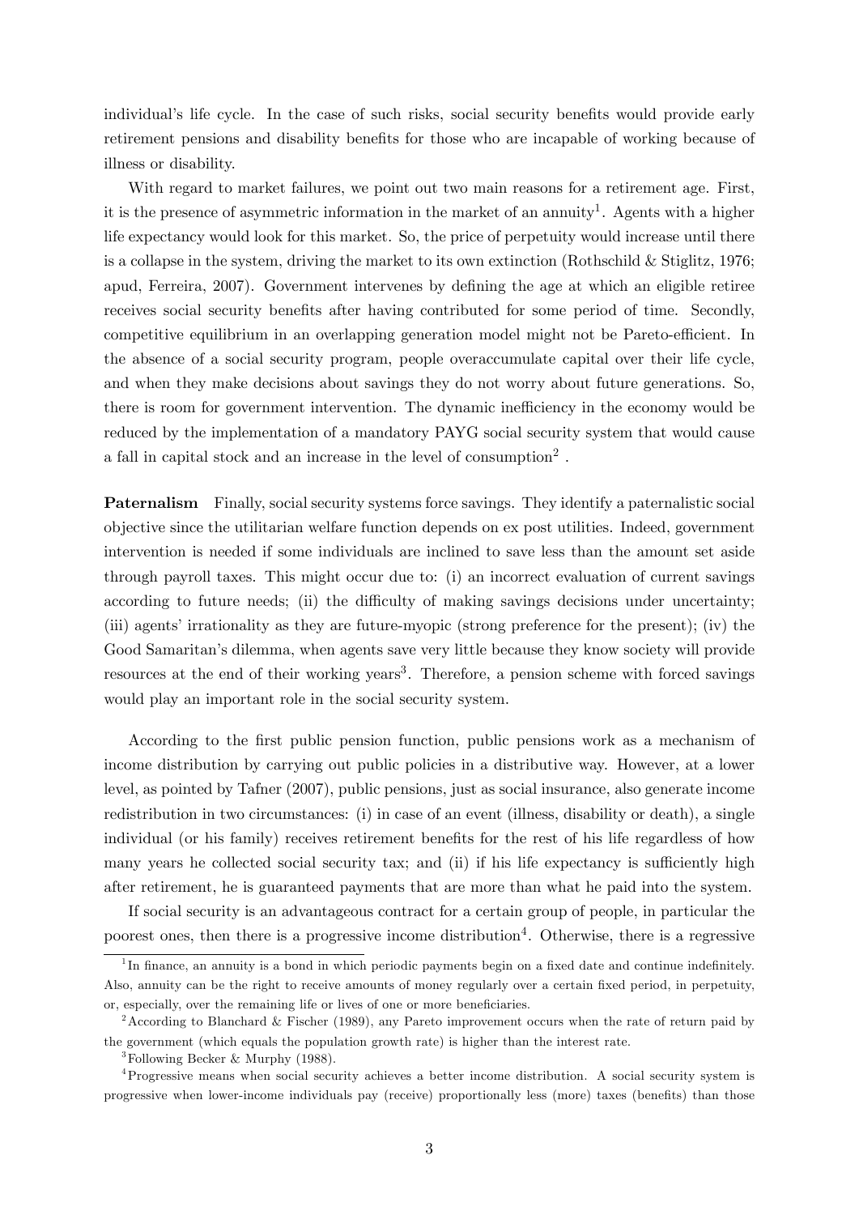individual's life cycle. In the case of such risks, social security benefits would provide early retirement pensions and disability benefits for those who are incapable of working because of illness or disability.

With regard to market failures, we point out two main reasons for a retirement age. First, it is the presence of asymmetric information in the market of an annuity[1]. Agents with a higher life expectancy would look for this market. So, the price of perpetuity would increase until there is a collapse in the system, driving the market to its own extinction (Rothschild & Stiglitz, 1976; apud, Ferreira, 2007). Government intervenes by defining the age at which an eligible retiree receives social security benefits after having contributed for some period of time. Secondly, competitive equilibrium in an overlapping generation model might not be Pareto-efficient. In the absence of a social security program, people overaccumulate capital over their life cycle, and when they make decisions about savings they do not worry about future generations. So, there is room for government intervention. The dynamic inefficiency in the economy would be reduced by the implementation of a mandatory PAYG social security system that would cause a fall in capital stock and an increase in the level of consumption[2] .

**Paternalism** Finally, social security systems force savings. They identify a paternalistic social objective since the utilitarian welfare function depends on ex post utilities. Indeed, government intervention is needed if some individuals are inclined to save less than the amount set aside through payroll taxes. This might occur due to: (i) an incorrect evaluation of current savings according to future needs; (ii) the difficulty of making savings decisions under uncertainty; (iii) agents' irrationality as they are future-myopic (strong preference for the present); (iv) the Good Samaritan's dilemma, when agents save very little because they know society will provide resources at the end of their working years[3]. Therefore, a pension scheme with forced savings would play an important role in the social security system.

According to the first public pension function, public pensions work as a mechanism of income distribution by carrying out public policies in a distributive way. However, at a lower level, as pointed by Tafner (2007), public pensions, just as social insurance, also generate income redistribution in two circumstances: (i) in case of an event (illness, disability or death), a single individual (or his family) receives retirement benefits for the rest of his life regardless of how many years he collected social security tax; and (ii) if his life expectancy is sufficiently high after retirement, he is guaranteed payments that are more than what he paid into the system.

If social security is an advantageous contract for a certain group of people, in particular the poorest ones, then there is a progressive income distribution[4]. Otherwise, there is a regressive

[1] In finance, an annuity is a bond in which periodic payments begin on a fixed date and continue indefinitely. Also, annuity can be the right to receive amounts of money regularly over a certain fixed period, in perpetuity, or, especially, over the remaining life or lives of one or more beneficiaries.

[2] According to Blanchard & Fischer (1989), any Pareto improvement occurs when the rate of return paid by the government (which equals the population growth rate) is higher than the interest rate.

[3] Following Becker & Murphy (1988).

[4] Progressive means when social security achieves a better income distribution. A social security system is progressive when lower-income individuals pay (receive) proportionally less (more) taxes (benefits) than those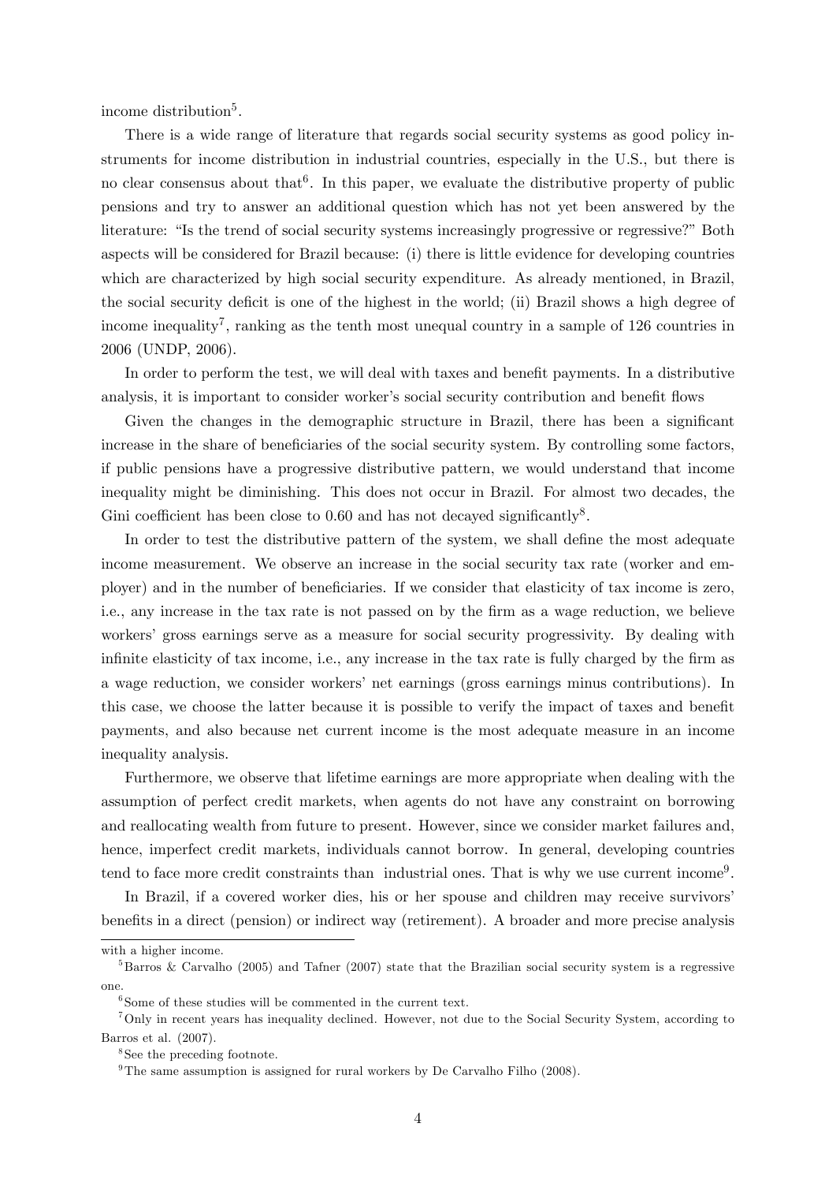income distribution[5].

There is a wide range of literature that regards social security systems as good policy instruments for income distribution in industrial countries, especially in the U.S., but there is no clear consensus about that[6]. In this paper, we evaluate the distributive property of public pensions and try to answer an additional question which has not yet been answered by the literature: "Is the trend of social security systems increasingly progressive or regressive?" Both aspects will be considered for Brazil because: (i) there is little evidence for developing countries which are characterized by high social security expenditure. As already mentioned, in Brazil, the social security deficit is one of the highest in the world; (ii) Brazil shows a high degree of income inequality[7], ranking as the tenth most unequal country in a sample of 126 countries in 2006 (UNDP, 2006).

In order to perform the test, we will deal with taxes and benefit payments. In a distributive analysis, it is important to consider worker's social security contribution and benefit flows

Given the changes in the demographic structure in Brazil, there has been a significant increase in the share of beneficiaries of the social security system. By controlling some factors, if public pensions have a progressive distributive pattern, we would understand that income inequality might be diminishing. This does not occur in Brazil. For almost two decades, the Gini coefficient has been close to 0.60 and has not decayed significantly[8].

In order to test the distributive pattern of the system, we shall define the most adequate income measurement. We observe an increase in the social security tax rate (worker and employer) and in the number of beneficiaries. If we consider that elasticity of tax income is zero, i.e., any increase in the tax rate is not passed on by the firm as a wage reduction, we believe workers' gross earnings serve as a measure for social security progressivity. By dealing with infinite elasticity of tax income, i.e., any increase in the tax rate is fully charged by the firm as a wage reduction, we consider workers' net earnings (gross earnings minus contributions). In this case, we choose the latter because it is possible to verify the impact of taxes and benefit payments, and also because net current income is the most adequate measure in an income inequality analysis.

Furthermore, we observe that lifetime earnings are more appropriate when dealing with the assumption of perfect credit markets, when agents do not have any constraint on borrowing and reallocating wealth from future to present. However, since we consider market failures and, hence, imperfect credit markets, individuals cannot borrow. In general, developing countries tend to face more credit constraints than industrial ones. That is why we use current income[9].

In Brazil, if a covered worker dies, his or her spouse and children may receive survivors' benefits in a direct (pension) or indirect way (retirement). A broader and more precise analysis

---

with a higher income.

[5] Barros & Carvalho (2005) and Tafner (2007) state that the Brazilian social security system is a regressive one.

[6] Some of these studies will be commented in the current text.

[7] Only in recent years has inequality declined. However, not due to the Social Security System, according to Barros et al. (2007).

[8] See the preceding footnote.

[9] The same assumption is assigned for rural workers by De Carvalho Filho (2008).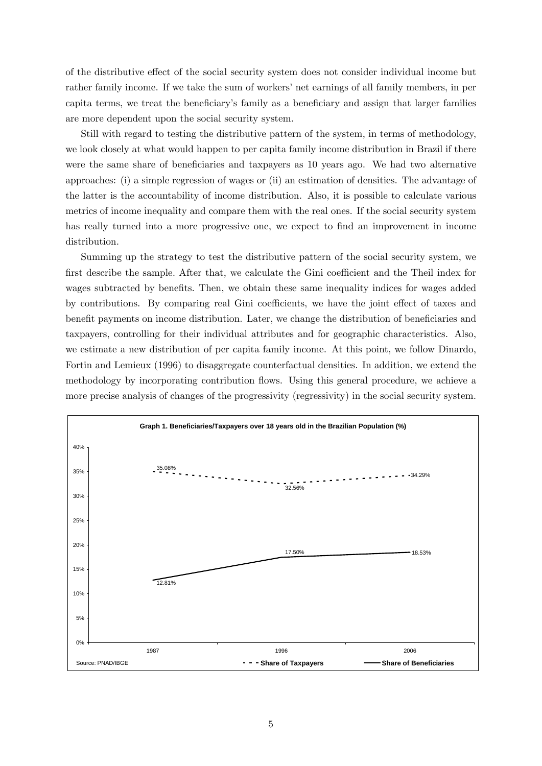of the distributive effect of the social security system does not consider individual income but rather family income. If we take the sum of workers' net earnings of all family members, in per capita terms, we treat the beneficiary's family as a beneficiary and assign that larger families are more dependent upon the social security system.

Still with regard to testing the distributive pattern of the system, in terms of methodology, we look closely at what would happen to per capita family income distribution in Brazil if there were the same share of beneficiaries and taxpayers as 10 years ago. We had two alternative approaches: (i) a simple regression of wages or (ii) an estimation of densities. The advantage of the latter is the accountability of income distribution. Also, it is possible to calculate various metrics of income inequality and compare them with the real ones. If the social security system has really turned into a more progressive one, we expect to find an improvement in income distribution.

Summing up the strategy to test the distributive pattern of the social security system, we first describe the sample. After that, we calculate the Gini coefficient and the Theil index for wages subtracted by benefits. Then, we obtain these same inequality indices for wages added by contributions. By comparing real Gini coefficients, we have the joint effect of taxes and benefit payments on income distribution. Later, we change the distribution of beneficiaries and taxpayers, controlling for their individual attributes and for geographic characteristics. Also, we estimate a new distribution of per capita family income. At this point, we follow Dinardo, Fortin and Lemieux (1996) to disaggregate counterfactual densities. In addition, we extend the methodology by incorporating contribution flows. Using this general procedure, we achieve a more precise analysis of changes of the progressivity (regressivity) in the social security system.

**Graph 1. Beneficiaries/Taxpayers over 18 years old in the Brazilian Population (%)**

| | 1987 | 1996 | 2006 |
|---|---|---|---|
| Share of Taxpayers | 35.08% | 32.56% | 34.29% |
| Share of Beneficiaries | 12.81% | 17.50% | 18.53% |

Source: PNAD/IBGE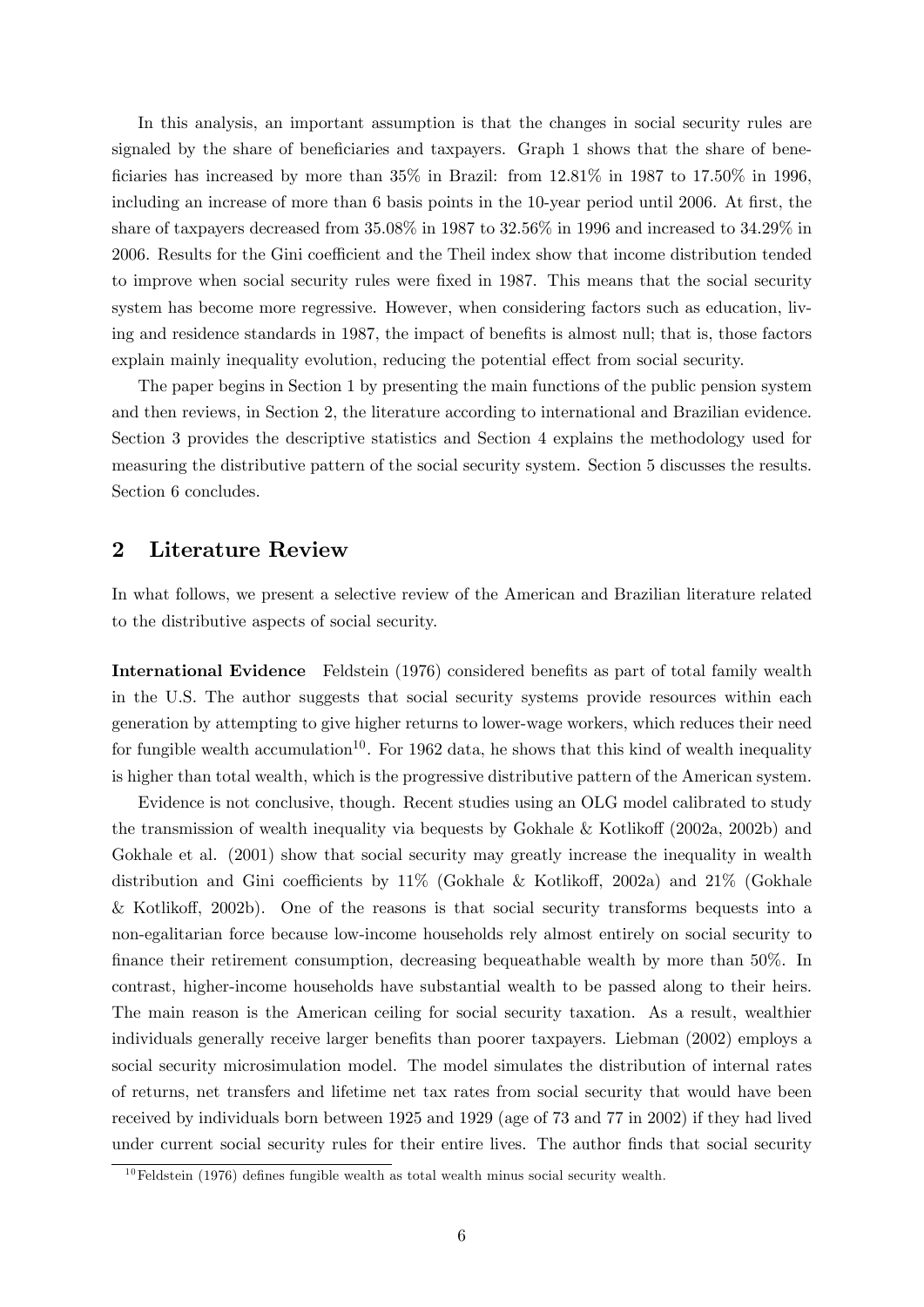In this analysis, an important assumption is that the changes in social security rules are signaled by the share of beneficiaries and taxpayers. Graph 1 shows that the share of beneficiaries has increased by more than 35% in Brazil: from 12.81% in 1987 to 17.50% in 1996, including an increase of more than 6 basis points in the 10-year period until 2006. At first, the share of taxpayers decreased from 35.08% in 1987 to 32.56% in 1996 and increased to 34.29% in 2006. Results for the Gini coefficient and the Theil index show that income distribution tended to improve when social security rules were fixed in 1987. This means that the social security system has become more regressive. However, when considering factors such as education, living and residence standards in 1987, the impact of benefits is almost null; that is, those factors explain mainly inequality evolution, reducing the potential effect from social security.

The paper begins in Section 1 by presenting the main functions of the public pension system and then reviews, in Section 2, the literature according to international and Brazilian evidence. Section 3 provides the descriptive statistics and Section 4 explains the methodology used for measuring the distributive pattern of the social security system. Section 5 discusses the results. Section 6 concludes.

## 2 Literature Review

In what follows, we present a selective review of the American and Brazilian literature related to the distributive aspects of social security.

**International Evidence** Feldstein (1976) considered benefits as part of total family wealth in the U.S. The author suggests that social security systems provide resources within each generation by attempting to give higher returns to lower-wage workers, which reduces their need for fungible wealth accumulation[10]. For 1962 data, he shows that this kind of wealth inequality is higher than total wealth, which is the progressive distributive pattern of the American system.

Evidence is not conclusive, though. Recent studies using an OLG model calibrated to study the transmission of wealth inequality via bequests by Gokhale & Kotlikoff (2002a, 2002b) and Gokhale et al. (2001) show that social security may greatly increase the inequality in wealth distribution and Gini coefficients by 11% (Gokhale & Kotlikoff, 2002a) and 21% (Gokhale & Kotlikoff, 2002b). One of the reasons is that social security transforms bequests into a non-egalitarian force because low-income households rely almost entirely on social security to finance their retirement consumption, decreasing bequeathable wealth by more than 50%. In contrast, higher-income households have substantial wealth to be passed along to their heirs. The main reason is the American ceiling for social security taxation. As a result, wealthier individuals generally receive larger benefits than poorer taxpayers. Liebman (2002) employs a social security microsimulation model. The model simulates the distribution of internal rates of returns, net transfers and lifetime net tax rates from social security that would have been received by individuals born between 1925 and 1929 (age of 73 and 77 in 2002) if they had lived under current social security rules for their entire lives. The author finds that social security

[10] Feldstein (1976) defines fungible wealth as total wealth minus social security wealth.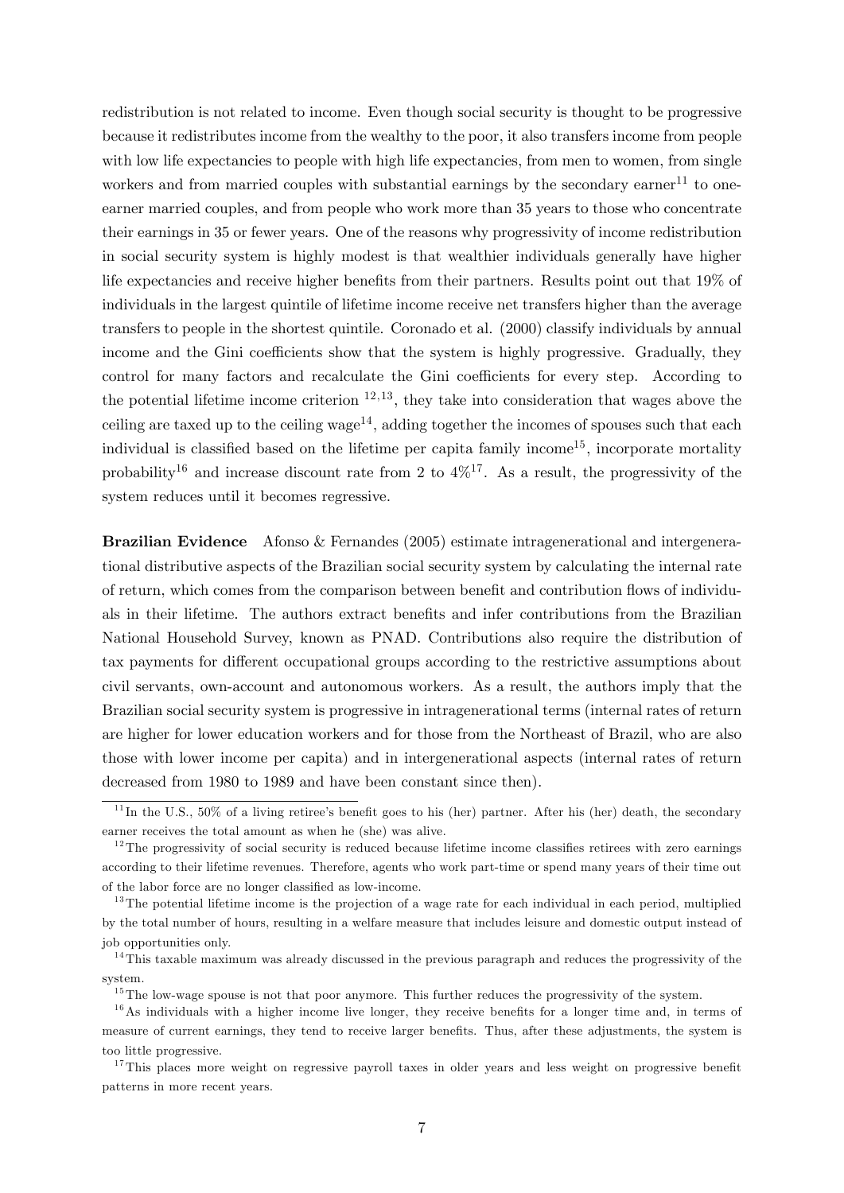redistribution is not related to income. Even though social security is thought to be progressive because it redistributes income from the wealthy to the poor, it also transfers income from people with low life expectancies to people with high life expectancies, from men to women, from single workers and from married couples with substantial earnings by the secondary earner[11] to one-earner married couples, and from people who work more than 35 years to those who concentrate their earnings in 35 or fewer years. One of the reasons why progressivity of income redistribution in social security system is highly modest is that wealthier individuals generally have higher life expectancies and receive higher benefits from their partners. Results point out that 19% of individuals in the largest quintile of lifetime income receive net transfers higher than the average transfers to people in the shortest quintile. Coronado et al. (2000) classify individuals by annual income and the Gini coefficients show that the system is highly progressive. Gradually, they control for many factors and recalculate the Gini coefficients for every step. According to the potential lifetime income criterion [12,13], they take into consideration that wages above the ceiling are taxed up to the ceiling wage[14], adding together the incomes of spouses such that each individual is classified based on the lifetime per capita family income[15], incorporate mortality probability[16] and increase discount rate from 2 to 4%[17]. As a result, the progressivity of the system reduces until it becomes regressive.

**Brazilian Evidence** Afonso & Fernandes (2005) estimate intragenerational and intergenerational distributive aspects of the Brazilian social security system by calculating the internal rate of return, which comes from the comparison between benefit and contribution flows of individuals in their lifetime. The authors extract benefits and infer contributions from the Brazilian National Household Survey, known as PNAD. Contributions also require the distribution of tax payments for different occupational groups according to the restrictive assumptions about civil servants, own-account and autonomous workers. As a result, the authors imply that the Brazilian social security system is progressive in intragenerational terms (internal rates of return are higher for lower education workers and for those from the Northeast of Brazil, who are also those with lower income per capita) and in intergenerational aspects (internal rates of return decreased from 1980 to 1989 and have been constant since then).

---

[11] In the U.S., 50% of a living retiree's benefit goes to his (her) partner. After his (her) death, the secondary earner receives the total amount as when he (she) was alive.

[12] The progressivity of social security is reduced because lifetime income classifies retirees with zero earnings according to their lifetime revenues. Therefore, agents who work part-time or spend many years of their time out of the labor force are no longer classified as low-income.

[13] The potential lifetime income is the projection of a wage rate for each individual in each period, multiplied by the total number of hours, resulting in a welfare measure that includes leisure and domestic output instead of job opportunities only.

[14] This taxable maximum was already discussed in the previous paragraph and reduces the progressivity of the system.

[15] The low-wage spouse is not that poor anymore. This further reduces the progressivity of the system.

[16] As individuals with a higher income live longer, they receive benefits for a longer time and, in terms of measure of current earnings, they tend to receive larger benefits. Thus, after these adjustments, the system is too little progressive.

[17] This places more weight on regressive payroll taxes in older years and less weight on progressive benefit patterns in more recent years.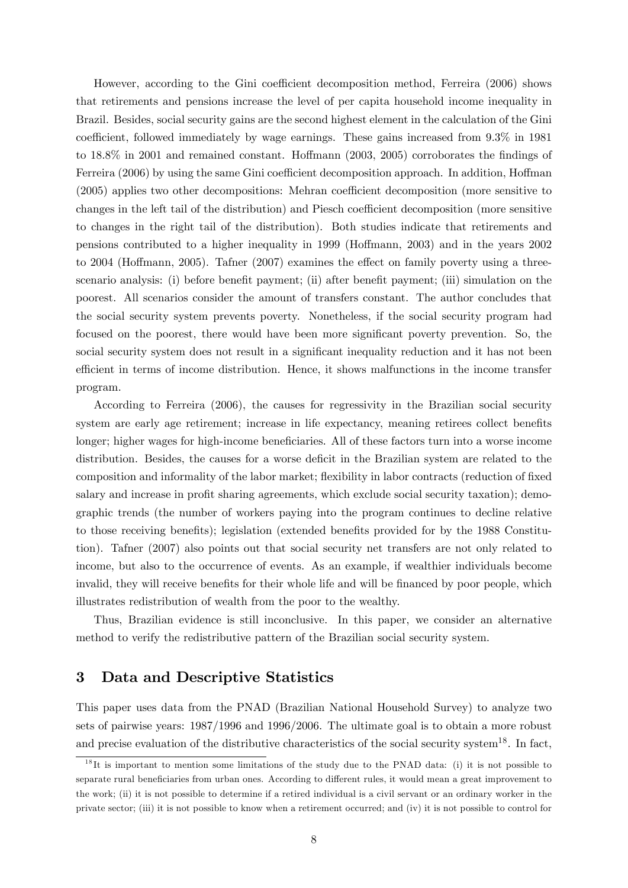However, according to the Gini coefficient decomposition method, Ferreira (2006) shows that retirements and pensions increase the level of per capita household income inequality in Brazil. Besides, social security gains are the second highest element in the calculation of the Gini coefficient, followed immediately by wage earnings. These gains increased from 9.3% in 1981 to 18.8% in 2001 and remained constant. Hoffmann (2003, 2005) corroborates the findings of Ferreira (2006) by using the same Gini coefficient decomposition approach. In addition, Hoffman (2005) applies two other decompositions: Mehran coefficient decomposition (more sensitive to changes in the left tail of the distribution) and Piesch coefficient decomposition (more sensitive to changes in the right tail of the distribution). Both studies indicate that retirements and pensions contributed to a higher inequality in 1999 (Hoffmann, 2003) and in the years 2002 to 2004 (Hoffmann, 2005). Tafner (2007) examines the effect on family poverty using a three-scenario analysis: (i) before benefit payment; (ii) after benefit payment; (iii) simulation on the poorest. All scenarios consider the amount of transfers constant. The author concludes that the social security system prevents poverty. Nonetheless, if the social security program had focused on the poorest, there would have been more significant poverty prevention. So, the social security system does not result in a significant inequality reduction and it has not been efficient in terms of income distribution. Hence, it shows malfunctions in the income transfer program.

According to Ferreira (2006), the causes for regressivity in the Brazilian social security system are early age retirement; increase in life expectancy, meaning retirees collect benefits longer; higher wages for high-income beneficiaries. All of these factors turn into a worse income distribution. Besides, the causes for a worse deficit in the Brazilian system are related to the composition and informality of the labor market; flexibility in labor contracts (reduction of fixed salary and increase in profit sharing agreements, which exclude social security taxation); demographic trends (the number of workers paying into the program continues to decline relative to those receiving benefits); legislation (extended benefits provided for by the 1988 Constitution). Tafner (2007) also points out that social security net transfers are not only related to income, but also to the occurrence of events. As an example, if wealthier individuals become invalid, they will receive benefits for their whole life and will be financed by poor people, which illustrates redistribution of wealth from the poor to the wealthy.

Thus, Brazilian evidence is still inconclusive. In this paper, we consider an alternative method to verify the redistributive pattern of the Brazilian social security system.

## 3 Data and Descriptive Statistics

This paper uses data from the PNAD (Brazilian National Household Survey) to analyze two sets of pairwise years: 1987/1996 and 1996/2006. The ultimate goal is to obtain a more robust and precise evaluation of the distributive characteristics of the social security system[18]. In fact,

[18] It is important to mention some limitations of the study due to the PNAD data: (i) it is not possible to separate rural beneficiaries from urban ones. According to different rules, it would mean a great improvement to the work; (ii) it is not possible to determine if a retired individual is a civil servant or an ordinary worker in the private sector; (iii) it is not possible to know when a retirement occurred; and (iv) it is not possible to control for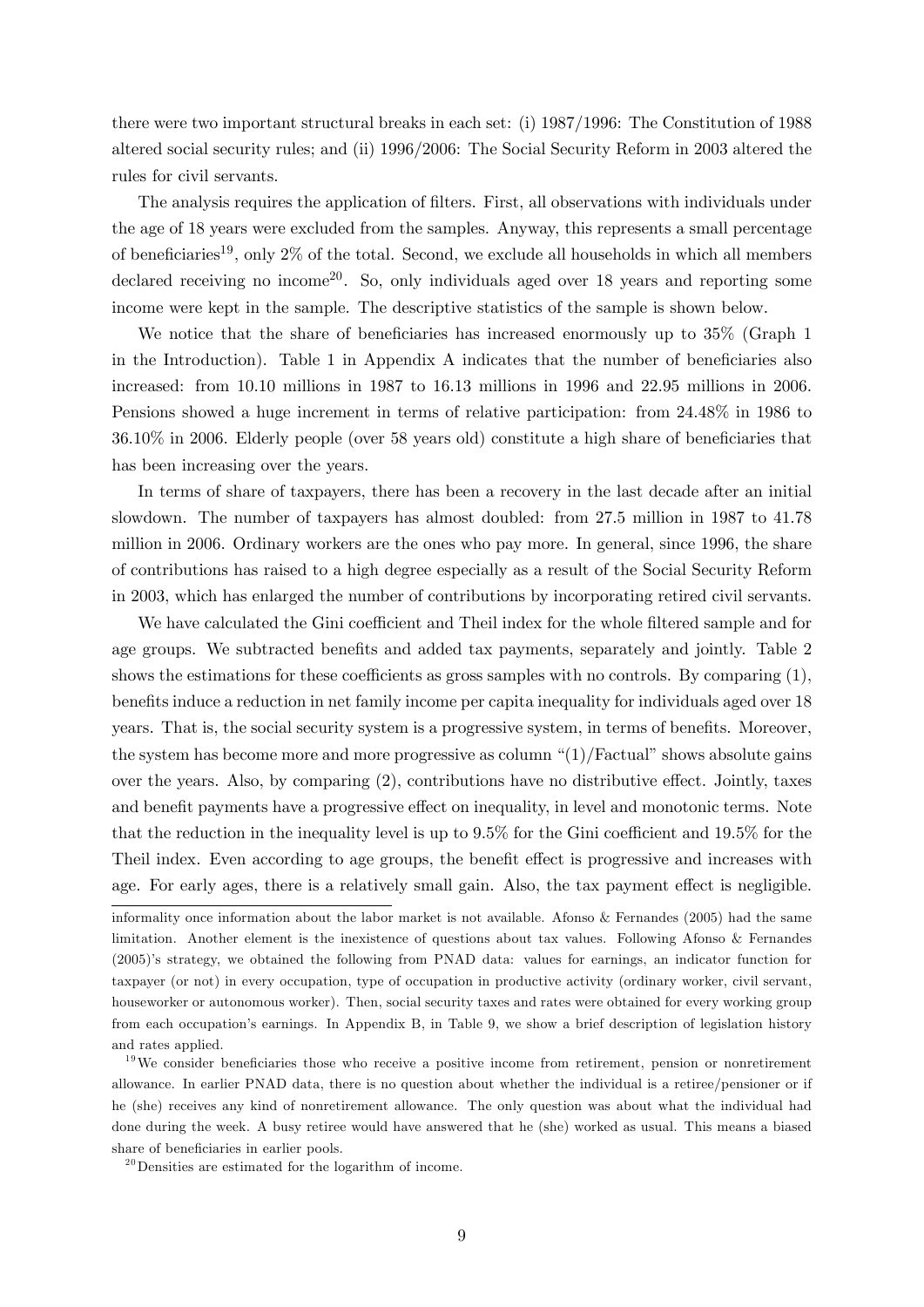there were two important structural breaks in each set: (i) 1987/1996: The Constitution of 1988 altered social security rules; and (ii) 1996/2006: The Social Security Reform in 2003 altered the rules for civil servants.

The analysis requires the application of filters. First, all observations with individuals under the age of 18 years were excluded from the samples. Anyway, this represents a small percentage of beneficiaries[19], only 2% of the total. Second, we exclude all households in which all members declared receiving no income[20]. So, only individuals aged over 18 years and reporting some income were kept in the sample. The descriptive statistics of the sample is shown below.

We notice that the share of beneficiaries has increased enormously up to 35% (Graph 1 in the Introduction). Table 1 in Appendix A indicates that the number of beneficiaries also increased: from 10.10 millions in 1987 to 16.13 millions in 1996 and 22.95 millions in 2006. Pensions showed a huge increment in terms of relative participation: from 24.48% in 1986 to 36.10% in 2006. Elderly people (over 58 years old) constitute a high share of beneficiaries that has been increasing over the years.

In terms of share of taxpayers, there has been a recovery in the last decade after an initial slowdown. The number of taxpayers has almost doubled: from 27.5 million in 1987 to 41.78 million in 2006. Ordinary workers are the ones who pay more. In general, since 1996, the share of contributions has raised to a high degree especially as a result of the Social Security Reform in 2003, which has enlarged the number of contributions by incorporating retired civil servants.

We have calculated the Gini coefficient and Theil index for the whole filtered sample and for age groups. We subtracted benefits and added tax payments, separately and jointly. Table 2 shows the estimations for these coefficients as gross samples with no controls. By comparing (1), benefits induce a reduction in net family income per capita inequality for individuals aged over 18 years. That is, the social security system is a progressive system, in terms of benefits. Moreover, the system has become more and more progressive as column "(1)/Factual" shows absolute gains over the years. Also, by comparing (2), contributions have no distributive effect. Jointly, taxes and benefit payments have a progressive effect on inequality, in level and monotonic terms. Note that the reduction in the inequality level is up to 9.5% for the Gini coefficient and 19.5% for the Theil index. Even according to age groups, the benefit effect is progressive and increases with age. For early ages, there is a relatively small gain. Also, the tax payment effect is negligible.

informality once information about the labor market is not available. Afonso & Fernandes (2005) had the same limitation. Another element is the inexistence of questions about tax values. Following Afonso & Fernandes (2005)'s strategy, we obtained the following from PNAD data: values for earnings, an indicator function for taxpayer (or not) in every occupation, type of occupation in productive activity (ordinary worker, civil servant, houseworker or autonomous worker). Then, social security taxes and rates were obtained for every working group from each occupation's earnings. In Appendix B, in Table 9, we show a brief description of legislation history and rates applied.

[19] We consider beneficiaries those who receive a positive income from retirement, pension or nonretirement allowance. In earlier PNAD data, there is no question about whether the individual is a retiree/pensioner or if he (she) receives any kind of nonretirement allowance. The only question was about what the individual had done during the week. A busy retiree would have answered that he (she) worked as usual. This means a biased share of beneficiaries in earlier pools.

[20] Densities are estimated for the logarithm of income.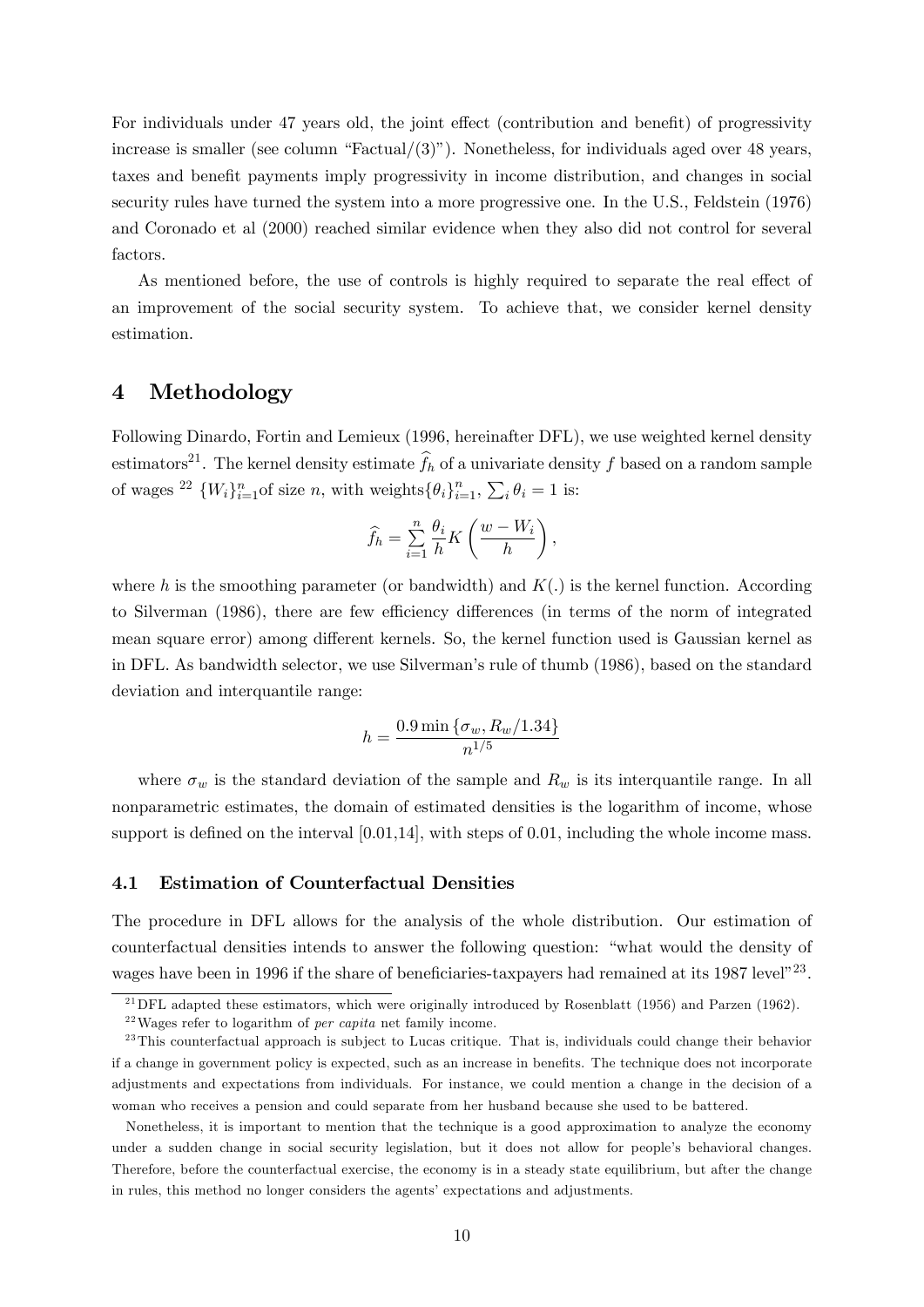For individuals under 47 years old, the joint effect (contribution and benefit) of progressivity increase is smaller (see column "Factual/(3)"). Nonetheless, for individuals aged over 48 years, taxes and benefit payments imply progressivity in income distribution, and changes in social security rules have turned the system into a more progressive one. In the U.S., Feldstein (1976) and Coronado et al (2000) reached similar evidence when they also did not control for several factors.

As mentioned before, the use of controls is highly required to separate the real effect of an improvement of the social security system. To achieve that, we consider kernel density estimation.

# 4 Methodology

Following Dinardo, Fortin and Lemieux (1996, hereinafter DFL), we use weighted kernel density estimators[21]. The kernel density estimate $\widehat{f}_h$ of a univariate density $f$ based on a random sample of wages [22] $\{W_i\}_{i=1}^{n}$of size $n$, with weights$\{\theta_i\}_{i=1}^{n}$, $\sum_i \theta_i = 1$ is:

$$\widehat{f}_h = \sum_{i=1}^{n} \frac{\theta_i}{h} K\left(\frac{w - W_i}{h}\right),$$

where $h$ is the smoothing parameter (or bandwidth) and $K(.)$ is the kernel function. According to Silverman (1986), there are few efficiency differences (in terms of the norm of integrated mean square error) among different kernels. So, the kernel function used is Gaussian kernel as in DFL. As bandwidth selector, we use Silverman's rule of thumb (1986), based on the standard deviation and interquantile range:

$$h = \frac{0.9 \min\{\sigma_w, R_w/1.34\}}{n^{1/5}}$$

where $\sigma_w$ is the standard deviation of the sample and $R_w$ is its interquantile range. In all nonparametric estimates, the domain of estimated densities is the logarithm of income, whose support is defined on the interval [0.01,14], with steps of 0.01, including the whole income mass.

## 4.1 Estimation of Counterfactual Densities

The procedure in DFL allows for the analysis of the whole distribution. Our estimation of counterfactual densities intends to answer the following question: "what would the density of wages have been in 1996 if the share of beneficiaries-taxpayers had remained at its 1987 level"[23].

---

[21] DFL adapted these estimators, which were originally introduced by Rosenblatt (1956) and Parzen (1962).

[22] Wages refer to logarithm of *per capita* net family income.

[23] This counterfactual approach is subject to Lucas critique. That is, individuals could change their behavior if a change in government policy is expected, such as an increase in benefits. The technique does not incorporate adjustments and expectations from individuals. For instance, we could mention a change in the decision of a woman who receives a pension and could separate from her husband because she used to be battered.

Nonetheless, it is important to mention that the technique is a good approximation to analyze the economy under a sudden change in social security legislation, but it does not allow for people's behavioral changes. Therefore, before the counterfactual exercise, the economy is in a steady state equilibrium, but after the change in rules, this method no longer considers the agents' expectations and adjustments.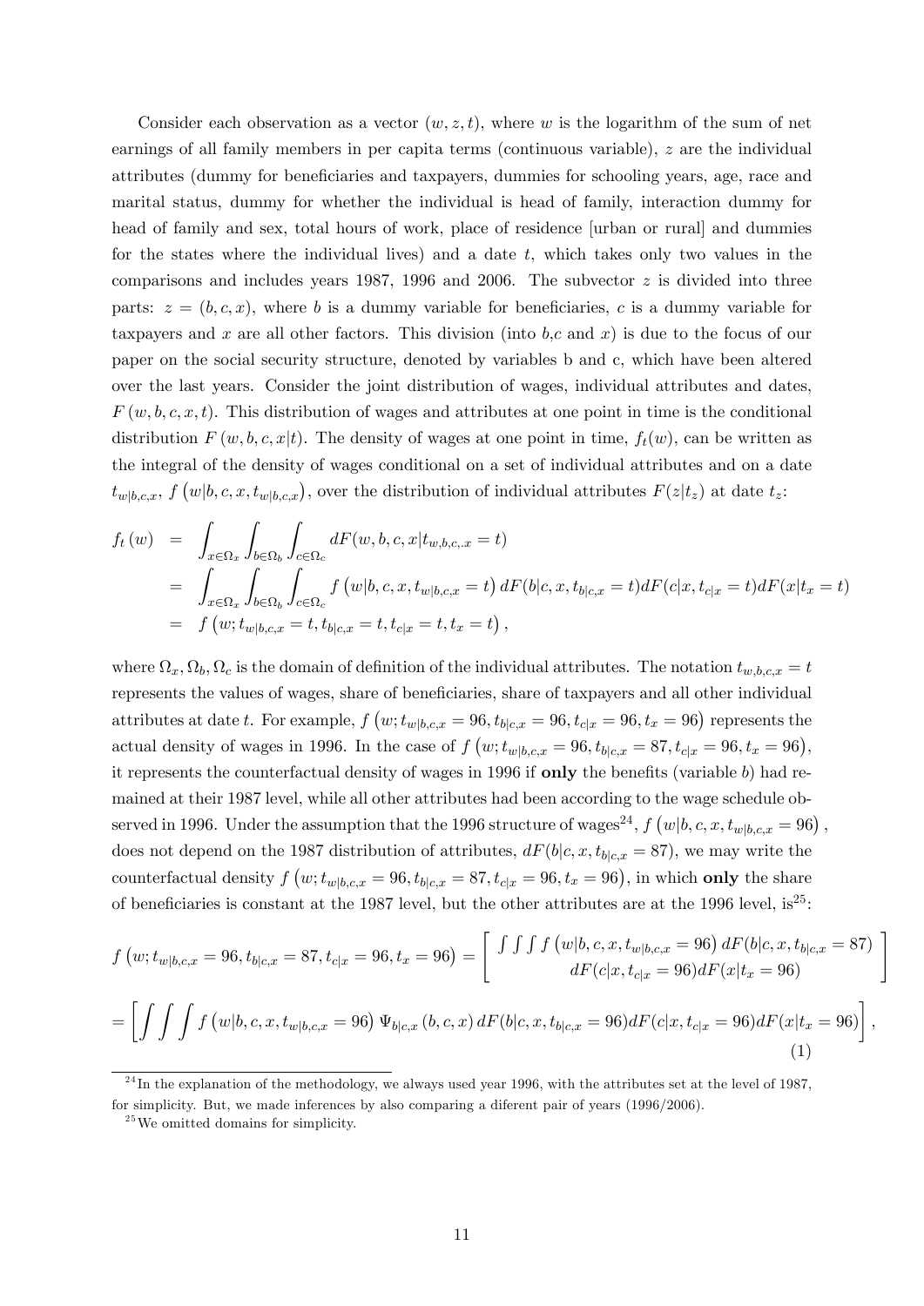Consider each observation as a vector $(w, z, t)$, where $w$ is the logarithm of the sum of net earnings of all family members in per capita terms (continuous variable), $z$ are the individual attributes (dummy for beneficiaries and taxpayers, dummies for schooling years, age, race and marital status, dummy for whether the individual is head of family, interaction dummy for head of family and sex, total hours of work, place of residence [urban or rural] and dummies for the states where the individual lives) and a date $t$, which takes only two values in the comparisons and includes years 1987, 1996 and 2006. The subvector $z$ is divided into three parts: $z = (b, c, x)$, where $b$ is a dummy variable for beneficiaries, $c$ is a dummy variable for taxpayers and $x$ are all other factors. This division (into $b$,$c$ and $x$) is due to the focus of our paper on the social security structure, denoted by variables b and c, which have been altered over the last years. Consider the joint distribution of wages, individual attributes and dates, $F(w, b, c, x, t)$. This distribution of wages and attributes at one point in time is the conditional distribution $F(w, b, c, x|t)$. The density of wages at one point in time, $f_t(w)$, can be written as the integral of the density of wages conditional on a set of individual attributes and on a date $t_{w|b,c,x}$, $f\left(w|b, c, x, t_{w|b,c,x}\right)$, over the distribution of individual attributes $F(z|t_z)$ at date $t_z$:

$$
\begin{aligned}
f_t(w) &= \int_{x\in\Omega_x}\int_{b\in\Omega_b}\int_{c\in\Omega_c} dF(w, b, c, x|t_{w,b,c,.x} = t) \\
&= \int_{x\in\Omega_x}\int_{b\in\Omega_b}\int_{c\in\Omega_c} f\left(w|b, c, x, t_{w|b,c,x} = t\right) dF(b|c, x, t_{b|c,x} = t)dF(c|x, t_{c|x} = t)dF(x|t_x = t) \\
&= f\left(w; t_{w|b,c,x} = t, t_{b|c,x} = t, t_{c|x} = t, t_x = t\right),
\end{aligned}
$$

where $\Omega_x, \Omega_b, \Omega_c$ is the domain of definition of the individual attributes. The notation $t_{w,b,c,x} = t$ represents the values of wages, share of beneficiaries, share of taxpayers and all other individual attributes at date $t$. For example, $f\left(w; t_{w|b,c,x} = 96, t_{b|c,x} = 96, t_{c|x} = 96, t_x = 96\right)$ represents the actual density of wages in 1996. In the case of $f\left(w; t_{w|b,c,x} = 96, t_{b|c,x} = 87, t_{c|x} = 96, t_x = 96\right)$, it represents the counterfactual density of wages in 1996 if **only** the benefits (variable $b$) had remained at their 1987 level, while all other attributes had been according to the wage schedule observed in 1996. Under the assumption that the 1996 structure of wages[24], $f\left(w|b, c, x, t_{w|b,c,x} = 96\right)$, does not depend on the 1987 distribution of attributes, $dF(b|c, x, t_{b|c,x} = 87)$, we may write the counterfactual density $f\left(w; t_{w|b,c,x} = 96, t_{b|c,x} = 87, t_{c|x} = 96, t_x = 96\right)$, in which **only** the share of beneficiaries is constant at the 1987 level, but the other attributes are at the 1996 level, is[25]:

$$
f\left(w; t_{w|b,c,x} = 96, t_{b|c,x} = 87, t_{c|x} = 96, t_x = 96\right) = \left[\begin{array}{c} \int\int\int f\left(w|b, c, x, t_{w|b,c,x} = 96\right) dF(b|c, x, t_{b|c,x} = 87) \\ dF(c|x, t_{c|x} = 96)dF(x|t_x = 96) \end{array}\right]
$$

$$
= \left[\int\int\int f\left(w|b, c, x, t_{w|b,c,x} = 96\right) \Psi_{b|c,x}(b, c, x)\, dF(b|c, x, t_{b|c,x} = 96)dF(c|x, t_{c|x} = 96)dF(x|t_x = 96)\right], \tag{1}
$$

[24] In the explanation of the methodology, we always used year 1996, with the attributes set at the level of 1987, for simplicity. But, we made inferences by also comparing a diferent pair of years (1996/2006).

[25] We omitted domains for simplicity.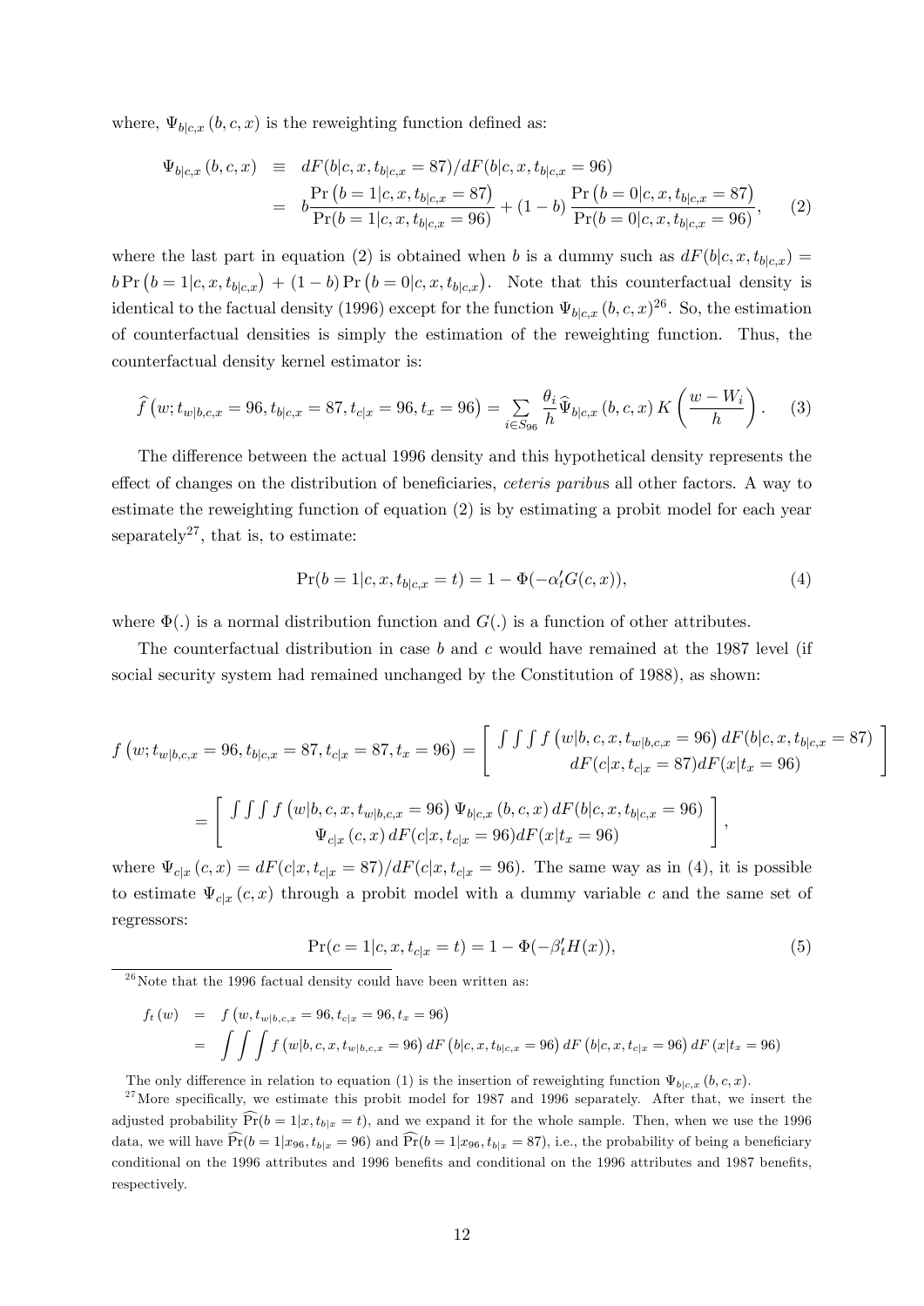where, $\Psi_{b|c,x}(b,c,x)$ is the reweighting function defined as:

$$
\begin{aligned}
\Psi_{b|c,x}(b,c,x) &\equiv dF(b|c,x,t_{b|c,x}=87)/dF(b|c,x,t_{b|c,x}=96) \\
&= b\frac{\Pr\left(b=1|c,x,t_{b|c,x}=87\right)}{\Pr(b=1|c,x,t_{b|c,x}=96)} + (1-b)\frac{\Pr\left(b=0|c,x,t_{b|c,x}=87\right)}{\Pr(b=0|c,x,t_{b|c,x}=96)}, \qquad (2)
\end{aligned}
$$

where the last part in equation (2) is obtained when $b$ is a dummy such as $dF(b|c,x,t_{b|c,x}) = b\Pr\left(b=1|c,x,t_{b|c,x}\right) + (1-b)\Pr\left(b=0|c,x,t_{b|c,x}\right)$. Note that this counterfactual density is identical to the factual density (1996) except for the function $\Psi_{b|c,x}(b,c,x)$[26]. So, the estimation of counterfactual densities is simply the estimation of the reweighting function. Thus, the counterfactual density kernel estimator is:

$$
\widehat{f}\left(w;t_{w|b,c,x}=96,t_{b|c,x}=87,t_{c|x}=96,t_x=96\right) = \sum_{i\in S_{96}}\frac{\theta_i}{h}\widehat{\Psi}_{b|c,x}(b,c,x)\,K\left(\frac{w-W_i}{h}\right). \qquad (3)
$$

The difference between the actual 1996 density and this hypothetical density represents the effect of changes on the distribution of beneficiaries, *ceteris paribus* all other factors. A way to estimate the reweighting function of equation (2) is by estimating a probit model for each year separately[27], that is, to estimate:

$$
\Pr(b=1|c,x,t_{b|c,x}=t) = 1-\Phi(-\alpha_t' G(c,x)), \qquad (4)
$$

where $\Phi(.)$ is a normal distribution function and $G(.)$ is a function of other attributes.

The counterfactual distribution in case $b$ and $c$ would have remained at the 1987 level (if social security system had remained unchanged by the Constitution of 1988), as shown:

$$
f\left(w;t_{w|b,c,x}=96,t_{b|c,x}=87,t_{c|x}=87,t_x=96\right) = \left[\begin{array}{c}\int\int\int f\left(w|b,c,x,t_{w|b,c,x}=96\right)dF(b|c,x,t_{b|c,x}=87) \\ dF(c|x,t_{c|x}=87)dF(x|t_x=96)\end{array}\right]
$$

$$
= \left[\begin{array}{c}\int\int\int f\left(w|b,c,x,t_{w|b,c,x}=96\right)\Psi_{b|c,x}(b,c,x)\,dF(b|c,x,t_{b|c,x}=96) \\ \Psi_{c|x}(c,x)\,dF(c|x,t_{c|x}=96)dF(x|t_x=96)\end{array}\right],
$$

where $\Psi_{c|x}(c,x) = dF(c|x,t_{c|x}=87)/dF(c|x,t_{c|x}=96)$. The same way as in (4), it is possible to estimate $\Psi_{c|x}(c,x)$ through a probit model with a dummy variable $c$ and the same set of regressors:

$$
\Pr(c=1|c,x,t_{c|x}=t) = 1-\Phi(-\beta_t' H(x)), \qquad (5)
$$

[26] Note that the 1996 factual density could have been written as:

$$
\begin{aligned}
f_t(w) &= f\left(w,t_{w|b,c,x}=96,t_{c|x}=96,t_x=96\right) \\
&= \int\int\int f\left(w|b,c,x,t_{w|b,c,x}=96\right)dF\left(b|c,x,t_{b|c,x}=96\right)dF\left(b|c,x,t_{c|x}=96\right)dF\left(x|t_x=96\right)
\end{aligned}
$$

The only difference in relation to equation (1) is the insertion of reweighting function $\Psi_{b|c,x}(b,c,x)$.

[27] More specifically, we estimate this probit model for 1987 and 1996 separately. After that, we insert the adjusted probability $\widehat{\Pr}(b=1|x,t_{b|x}=t)$, and we expand it for the whole sample. Then, when we use the 1996 data, we will have $\widehat{\Pr}(b=1|x_{96},t_{b|x}=96)$ and $\widehat{\Pr}(b=1|x_{96},t_{b|x}=87)$, i.e., the probability of being a beneficiary conditional on the 1996 attributes and 1996 benefits and conditional on the 1996 attributes and 1987 benefits, respectively.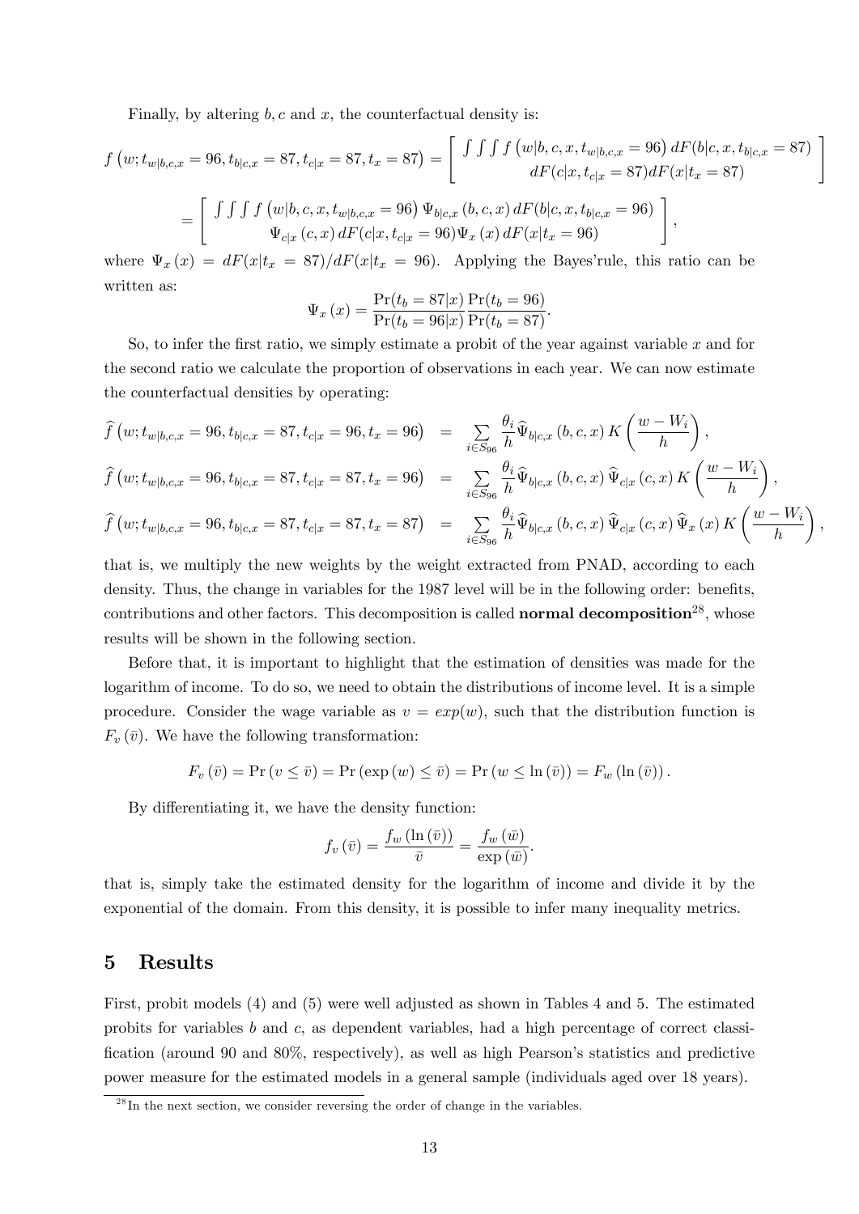Finally, by altering $b, c$ and $x$, the counterfactual density is:

$$f\left(w; t_{w|b,c,x} = 96, t_{b|c,x} = 87, t_{c|x} = 87, t_x = 87\right) = \left[ \begin{array}{c} \int \int \int f\left(w|b,c,x,t_{w|b,c,x} = 96\right) dF(b|c,x,t_{b|c,x} = 87) \\ dF(c|x, t_{c|x} = 87) dF(x|t_x = 87) \end{array} \right]$$

$$= \left[ \begin{array}{c} \int \int \int f\left(w|b,c,x,t_{w|b,c,x} = 96\right) \Psi_{b|c,x}\left(b,c,x\right) dF(b|c,x,t_{b|c,x} = 96) \\ \Psi_{c|x}\left(c,x\right) dF(c|x, t_{c|x} = 96) \Psi_x\left(x\right) dF(x|t_x = 96) \end{array} \right],$$

where $\Psi_x\left(x\right) = dF(x|t_x = 87)/dF(x|t_x = 96)$. Applying the Bayes'rule, this ratio can be written as:

$$\Psi_x\left(x\right) = \frac{\Pr(t_b = 87|x)}{\Pr(t_b = 96|x)} \frac{\Pr(t_b = 96)}{\Pr(t_b = 87)}.$$

So, to infer the first ratio, we simply estimate a probit of the year against variable $x$ and for the second ratio we calculate the proportion of observations in each year. We can now estimate the counterfactual densities by operating:

$$\widehat{f}\left(w; t_{w|b,c,x} = 96, t_{b|c,x} = 87, t_{c|x} = 96, t_x = 96\right) = \sum_{i \in S_{96}} \frac{\theta_i}{h} \widehat{\Psi}_{b|c,x}\left(b,c,x\right) K\left(\frac{w - W_i}{h}\right),$$

$$\widehat{f}\left(w; t_{w|b,c,x} = 96, t_{b|c,x} = 87, t_{c|x} = 87, t_x = 96\right) = \sum_{i \in S_{96}} \frac{\theta_i}{h} \widehat{\Psi}_{b|c,x}\left(b,c,x\right) \widehat{\Psi}_{c|x}\left(c,x\right) K\left(\frac{w - W_i}{h}\right),$$

$$\widehat{f}\left(w; t_{w|b,c,x} = 96, t_{b|c,x} = 87, t_{c|x} = 87, t_x = 87\right) = \sum_{i \in S_{96}} \frac{\theta_i}{h} \widehat{\Psi}_{b|c,x}\left(b,c,x\right) \widehat{\Psi}_{c|x}\left(c,x\right) \widehat{\Psi}_x\left(x\right) K\left(\frac{w - W_i}{h}\right),$$

that is, we multiply the new weights by the weight extracted from PNAD, according to each density. Thus, the change in variables for the 1987 level will be in the following order: benefits, contributions and other factors. This decomposition is called **normal decomposition**[28], whose results will be shown in the following section.

Before that, it is important to highlight that the estimation of densities was made for the logarithm of income. To do so, we need to obtain the distributions of income level. It is a simple procedure. Consider the wage variable as $v = exp(w)$, such that the distribution function is $F_v\left(\bar{v}\right)$. We have the following transformation:

$$F_v\left(\bar{v}\right) = \Pr\left(v \leq \bar{v}\right) = \Pr\left(\exp\left(w\right) \leq \bar{v}\right) = \Pr\left(w \leq \ln\left(\bar{v}\right)\right) = F_w\left(\ln\left(\bar{v}\right)\right).$$

By differentiating it, we have the density function:

$$f_v\left(\bar{v}\right) = \frac{f_w\left(\ln\left(\bar{v}\right)\right)}{\bar{v}} = \frac{f_w\left(\bar{w}\right)}{\exp\left(\bar{w}\right)}.$$

that is, simply take the estimated density for the logarithm of income and divide it by the exponential of the domain. From this density, it is possible to infer many inequality metrics.

## 5 Results

First, probit models (4) and (5) were well adjusted as shown in Tables 4 and 5. The estimated probits for variables $b$ and $c$, as dependent variables, had a high percentage of correct classification (around 90 and 80%, respectively), as well as high Pearson's statistics and predictive power measure for the estimated models in a general sample (individuals aged over 18 years).

[28] In the next section, we consider reversing the order of change in the variables.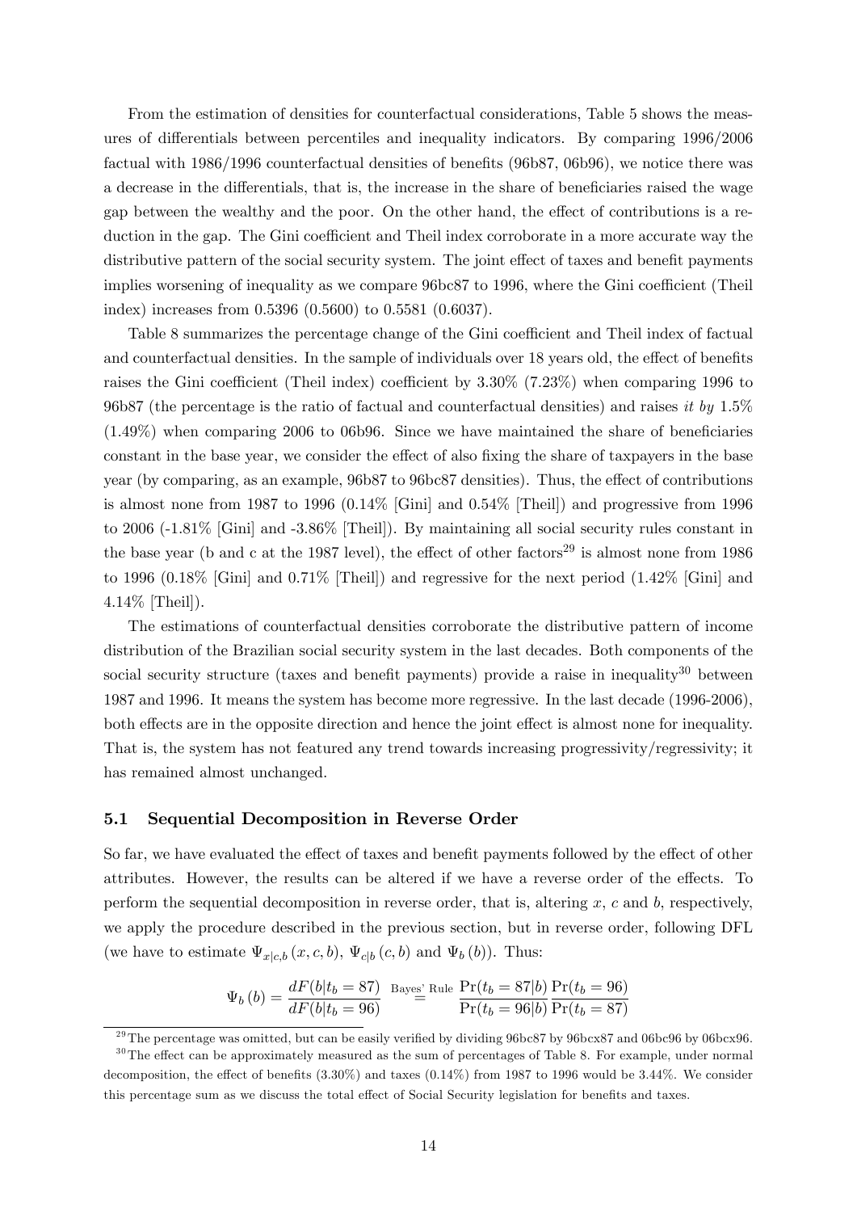From the estimation of densities for counterfactual considerations, Table 5 shows the measures of differentials between percentiles and inequality indicators. By comparing 1996/2006 factual with 1986/1996 counterfactual densities of benefits (96b87, 06b96), we notice there was a decrease in the differentials, that is, the increase in the share of beneficiaries raised the wage gap between the wealthy and the poor. On the other hand, the effect of contributions is a reduction in the gap. The Gini coefficient and Theil index corroborate in a more accurate way the distributive pattern of the social security system. The joint effect of taxes and benefit payments implies worsening of inequality as we compare 96bc87 to 1996, where the Gini coefficient (Theil index) increases from 0.5396 (0.5600) to 0.5581 (0.6037).

Table 8 summarizes the percentage change of the Gini coefficient and Theil index of factual and counterfactual densities. In the sample of individuals over 18 years old, the effect of benefits raises the Gini coefficient (Theil index) coefficient by 3.30% (7.23%) when comparing 1996 to 96b87 (the percentage is the ratio of factual and counterfactual densities) and raises *it by* 1.5% (1.49%) when comparing 2006 to 06b96. Since we have maintained the share of beneficiaries constant in the base year, we consider the effect of also fixing the share of taxpayers in the base year (by comparing, as an example, 96b87 to 96bc87 densities). Thus, the effect of contributions is almost none from 1987 to 1996 (0.14% [Gini] and 0.54% [Theil]) and progressive from 1996 to 2006 (-1.81% [Gini] and -3.86% [Theil]). By maintaining all social security rules constant in the base year (b and c at the 1987 level), the effect of other factors[29] is almost none from 1986 to 1996 (0.18% [Gini] and 0.71% [Theil]) and regressive for the next period (1.42% [Gini] and 4.14% [Theil]).

The estimations of counterfactual densities corroborate the distributive pattern of income distribution of the Brazilian social security system in the last decades. Both components of the social security structure (taxes and benefit payments) provide a raise in inequality[30] between 1987 and 1996. It means the system has become more regressive. In the last decade (1996-2006), both effects are in the opposite direction and hence the joint effect is almost none for inequality. That is, the system has not featured any trend towards increasing progressivity/regressivity; it has remained almost unchanged.

### 5.1 Sequential Decomposition in Reverse Order

So far, we have evaluated the effect of taxes and benefit payments followed by the effect of other attributes. However, the results can be altered if we have a reverse order of the effects. To perform the sequential decomposition in reverse order, that is, altering $x$, $c$ and $b$, respectively, we apply the procedure described in the previous section, but in reverse order, following DFL (we have to estimate $\Psi_{x|c,b}(x, c, b)$, $\Psi_{c|b}(c, b)$ and $\Psi_b(b)$). Thus:

$$\Psi_b(b) = \frac{dF(b|t_b = 87)}{dF(b|t_b = 96)} \overset{\text{Bayes' Rule}}{=} \frac{\Pr(t_b = 87|b)}{\Pr(t_b = 96|b)} \frac{\Pr(t_b = 96)}{\Pr(t_b = 87)}$$

[29] The percentage was omitted, but can be easily verified by dividing 96bc87 by 96bcx87 and 06bc96 by 06bcx96.

[30] The effect can be approximately measured as the sum of percentages of Table 8. For example, under normal decomposition, the effect of benefits (3.30%) and taxes (0.14%) from 1987 to 1996 would be 3.44%. We consider this percentage sum as we discuss the total effect of Social Security legislation for benefits and taxes.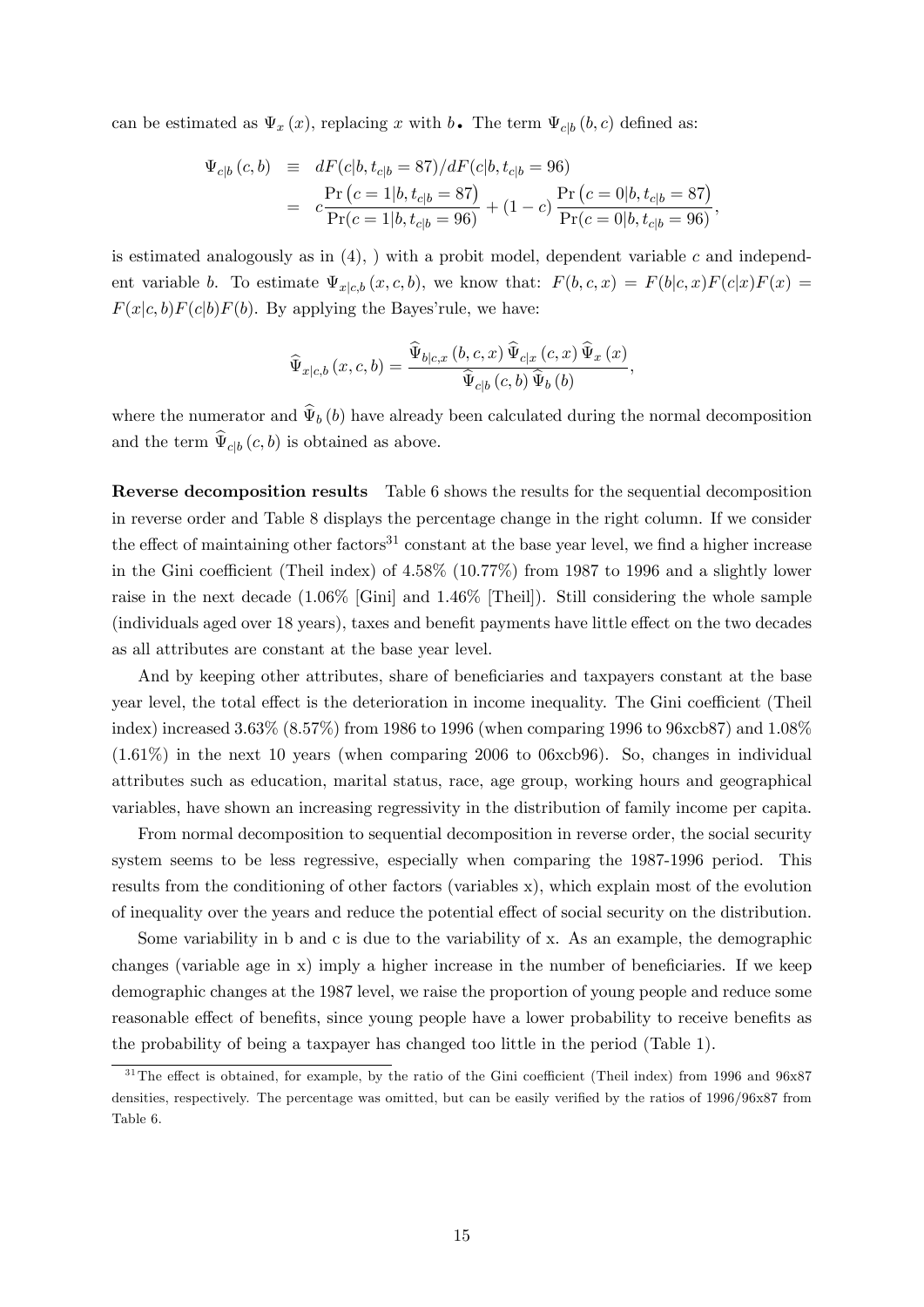can be estimated as $\Psi_x(x)$, replacing $x$ with $b$. The term $\Psi_{c|b}(b,c)$ defined as:

$$
\begin{aligned}
\Psi_{c|b}(c,b) &\equiv dF(c|b,t_{c|b}=87)/dF(c|b,t_{c|b}=96) \\
&= c\frac{\Pr\left(c=1|b,t_{c|b}=87\right)}{\Pr(c=1|b,t_{c|b}=96)} + (1-c)\frac{\Pr\left(c=0|b,t_{c|b}=87\right)}{\Pr(c=0|b,t_{c|b}=96)},
\end{aligned}
$$

is estimated analogously as in (4), ) with a probit model, dependent variable $c$ and independent variable $b$. To estimate $\Psi_{x|c,b}(x,c,b)$, we know that: $F(b,c,x) = F(b|c,x)F(c|x)F(x) = F(x|c,b)F(c|b)F(b)$. By applying the Bayes'rule, we have:

$$
\widehat{\Psi}_{x|c,b}(x,c,b) = \frac{\widehat{\Psi}_{b|c,x}(b,c,x)\,\widehat{\Psi}_{c|x}(c,x)\,\widehat{\Psi}_x(x)}{\widehat{\Psi}_{c|b}(c,b)\,\widehat{\Psi}_b(b)},
$$

where the numerator and $\widehat{\Psi}_b(b)$ have already been calculated during the normal decomposition and the term $\widehat{\Psi}_{c|b}(c,b)$ is obtained as above.

**Reverse decomposition results** Table 6 shows the results for the sequential decomposition in reverse order and Table 8 displays the percentage change in the right column. If we consider the effect of maintaining other factors[31] constant at the base year level, we find a higher increase in the Gini coefficient (Theil index) of 4.58% (10.77%) from 1987 to 1996 and a slightly lower raise in the next decade (1.06% [Gini] and 1.46% [Theil]). Still considering the whole sample (individuals aged over 18 years), taxes and benefit payments have little effect on the two decades as all attributes are constant at the base year level.

And by keeping other attributes, share of beneficiaries and taxpayers constant at the base year level, the total effect is the deterioration in income inequality. The Gini coefficient (Theil index) increased 3.63% (8.57%) from 1986 to 1996 (when comparing 1996 to 96xcb87) and 1.08% (1.61%) in the next 10 years (when comparing 2006 to 06xcb96). So, changes in individual attributes such as education, marital status, race, age group, working hours and geographical variables, have shown an increasing regressivity in the distribution of family income per capita.

From normal decomposition to sequential decomposition in reverse order, the social security system seems to be less regressive, especially when comparing the 1987-1996 period. This results from the conditioning of other factors (variables x), which explain most of the evolution of inequality over the years and reduce the potential effect of social security on the distribution.

Some variability in b and c is due to the variability of x. As an example, the demographic changes (variable age in x) imply a higher increase in the number of beneficiaries. If we keep demographic changes at the 1987 level, we raise the proportion of young people and reduce some reasonable effect of benefits, since young people have a lower probability to receive benefits as the probability of being a taxpayer has changed too little in the period (Table 1).

[31] The effect is obtained, for example, by the ratio of the Gini coefficient (Theil index) from 1996 and 96x87 densities, respectively. The percentage was omitted, but can be easily verified by the ratios of 1996/96x87 from Table 6.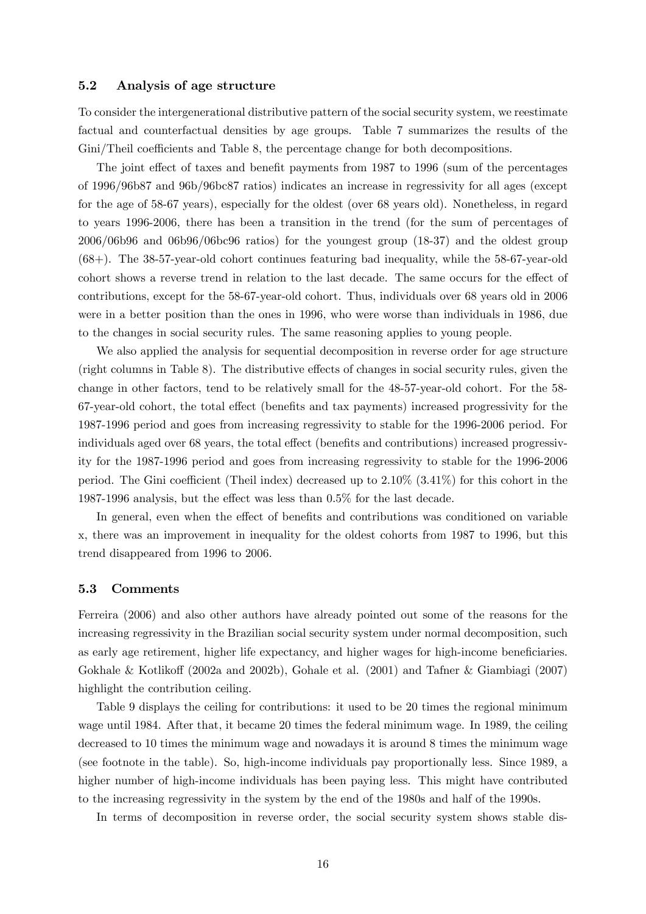### 5.2 Analysis of age structure

To consider the intergenerational distributive pattern of the social security system, we reestimate factual and counterfactual densities by age groups. Table 7 summarizes the results of the Gini/Theil coefficients and Table 8, the percentage change for both decompositions.

The joint effect of taxes and benefit payments from 1987 to 1996 (sum of the percentages of 1996/96b87 and 96b/96bc87 ratios) indicates an increase in regressivity for all ages (except for the age of 58-67 years), especially for the oldest (over 68 years old). Nonetheless, in regard to years 1996-2006, there has been a transition in the trend (for the sum of percentages of 2006/06b96 and 06b96/06bc96 ratios) for the youngest group (18-37) and the oldest group (68+). The 38-57-year-old cohort continues featuring bad inequality, while the 58-67-year-old cohort shows a reverse trend in relation to the last decade. The same occurs for the effect of contributions, except for the 58-67-year-old cohort. Thus, individuals over 68 years old in 2006 were in a better position than the ones in 1996, who were worse than individuals in 1986, due to the changes in social security rules. The same reasoning applies to young people.

We also applied the analysis for sequential decomposition in reverse order for age structure (right columns in Table 8). The distributive effects of changes in social security rules, given the change in other factors, tend to be relatively small for the 48-57-year-old cohort. For the 58-67-year-old cohort, the total effect (benefits and tax payments) increased progressivity for the 1987-1996 period and goes from increasing regressivity to stable for the 1996-2006 period. For individuals aged over 68 years, the total effect (benefits and contributions) increased progressivity for the 1987-1996 period and goes from increasing regressivity to stable for the 1996-2006 period. The Gini coefficient (Theil index) decreased up to 2.10% (3.41%) for this cohort in the 1987-1996 analysis, but the effect was less than 0.5% for the last decade.

In general, even when the effect of benefits and contributions was conditioned on variable x, there was an improvement in inequality for the oldest cohorts from 1987 to 1996, but this trend disappeared from 1996 to 2006.

### 5.3 Comments

Ferreira (2006) and also other authors have already pointed out some of the reasons for the increasing regressivity in the Brazilian social security system under normal decomposition, such as early age retirement, higher life expectancy, and higher wages for high-income beneficiaries. Gokhale & Kotlikoff (2002a and 2002b), Gohale et al. (2001) and Tafner & Giambiagi (2007) highlight the contribution ceiling.

Table 9 displays the ceiling for contributions: it used to be 20 times the regional minimum wage until 1984. After that, it became 20 times the federal minimum wage. In 1989, the ceiling decreased to 10 times the minimum wage and nowadays it is around 8 times the minimum wage (see footnote in the table). So, high-income individuals pay proportionally less. Since 1989, a higher number of high-income individuals has been paying less. This might have contributed to the increasing regressivity in the system by the end of the 1980s and half of the 1990s.

In terms of decomposition in reverse order, the social security system shows stable dis-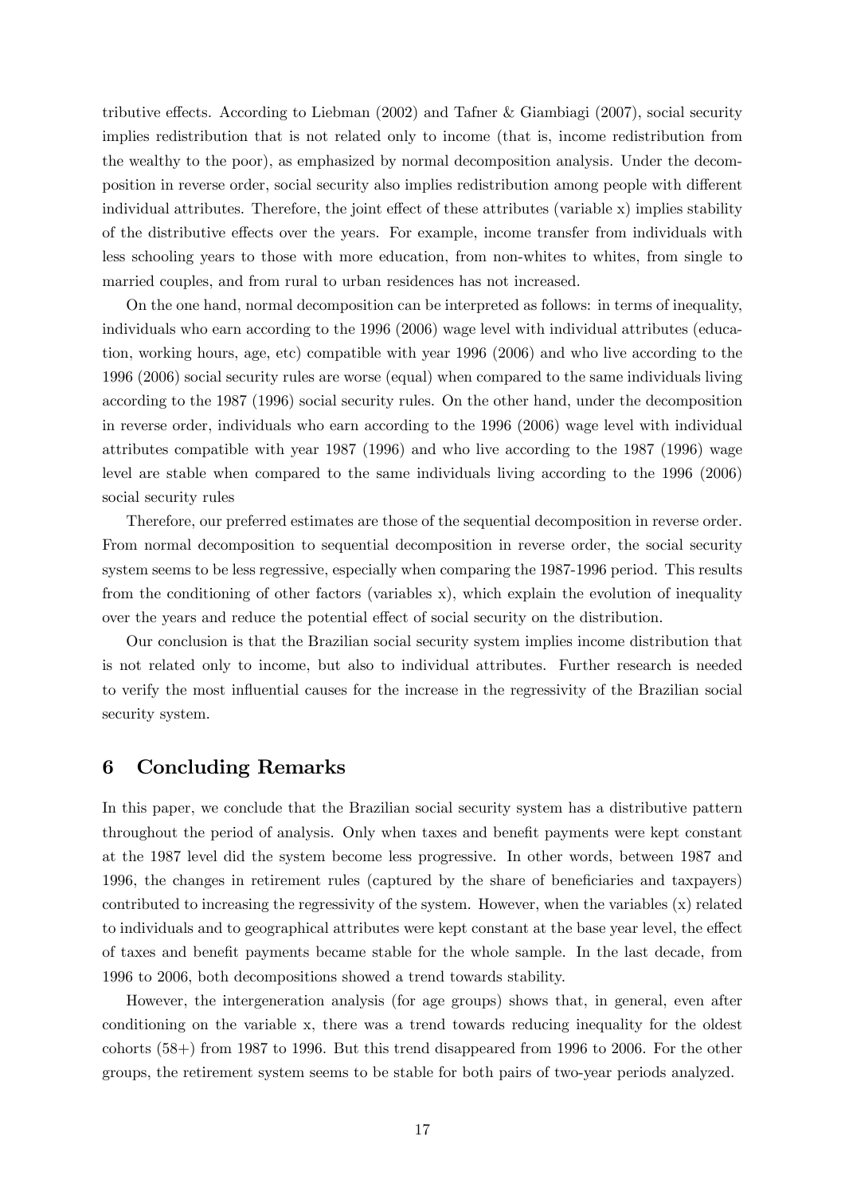tributive effects. According to Liebman (2002) and Tafner & Giambiagi (2007), social security implies redistribution that is not related only to income (that is, income redistribution from the wealthy to the poor), as emphasized by normal decomposition analysis. Under the decomposition in reverse order, social security also implies redistribution among people with different individual attributes. Therefore, the joint effect of these attributes (variable x) implies stability of the distributive effects over the years. For example, income transfer from individuals with less schooling years to those with more education, from non-whites to whites, from single to married couples, and from rural to urban residences has not increased.

On the one hand, normal decomposition can be interpreted as follows: in terms of inequality, individuals who earn according to the 1996 (2006) wage level with individual attributes (education, working hours, age, etc) compatible with year 1996 (2006) and who live according to the 1996 (2006) social security rules are worse (equal) when compared to the same individuals living according to the 1987 (1996) social security rules. On the other hand, under the decomposition in reverse order, individuals who earn according to the 1996 (2006) wage level with individual attributes compatible with year 1987 (1996) and who live according to the 1987 (1996) wage level are stable when compared to the same individuals living according to the 1996 (2006) social security rules

Therefore, our preferred estimates are those of the sequential decomposition in reverse order. From normal decomposition to sequential decomposition in reverse order, the social security system seems to be less regressive, especially when comparing the 1987-1996 period. This results from the conditioning of other factors (variables x), which explain the evolution of inequality over the years and reduce the potential effect of social security on the distribution.

Our conclusion is that the Brazilian social security system implies income distribution that is not related only to income, but also to individual attributes. Further research is needed to verify the most influential causes for the increase in the regressivity of the Brazilian social security system.

## 6 Concluding Remarks

In this paper, we conclude that the Brazilian social security system has a distributive pattern throughout the period of analysis. Only when taxes and benefit payments were kept constant at the 1987 level did the system become less progressive. In other words, between 1987 and 1996, the changes in retirement rules (captured by the share of beneficiaries and taxpayers) contributed to increasing the regressivity of the system. However, when the variables (x) related to individuals and to geographical attributes were kept constant at the base year level, the effect of taxes and benefit payments became stable for the whole sample. In the last decade, from 1996 to 2006, both decompositions showed a trend towards stability.

However, the intergeneration analysis (for age groups) shows that, in general, even after conditioning on the variable x, there was a trend towards reducing inequality for the oldest cohorts (58+) from 1987 to 1996. But this trend disappeared from 1996 to 2006. For the other groups, the retirement system seems to be stable for both pairs of two-year periods analyzed.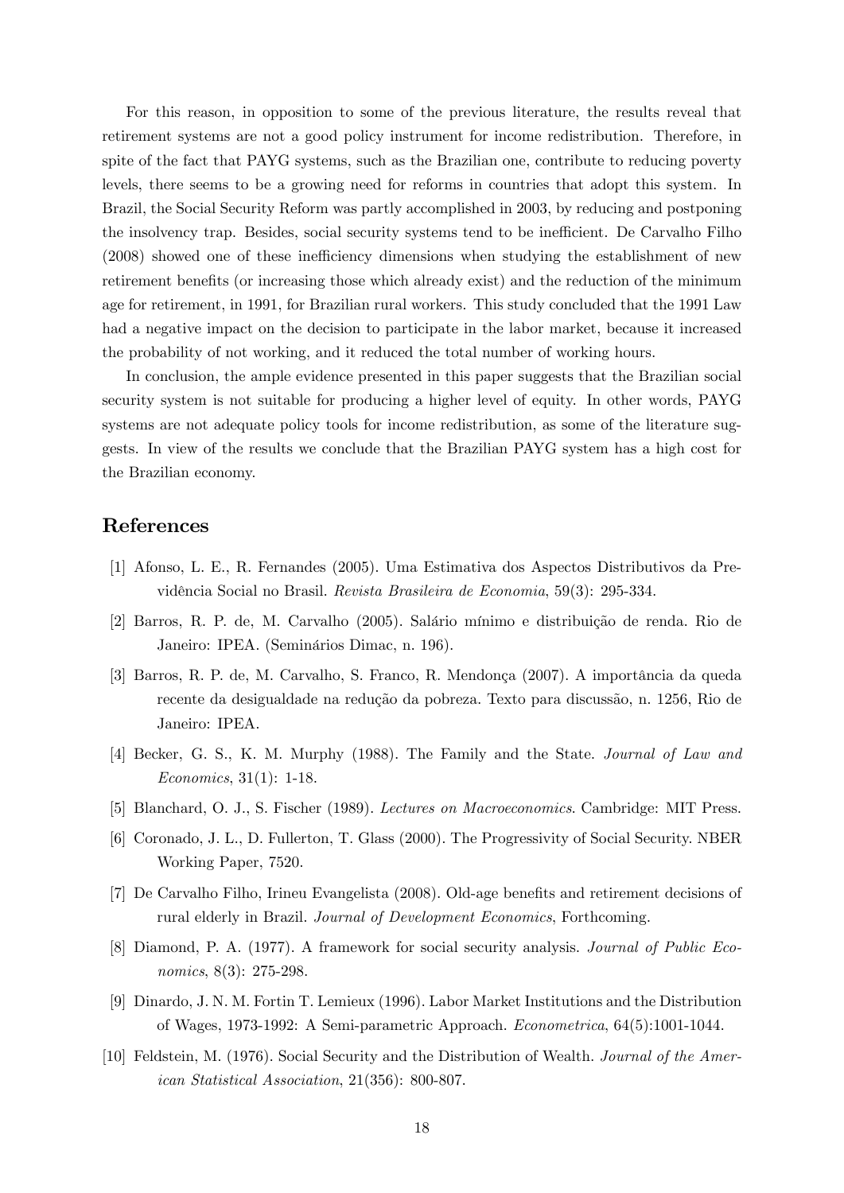For this reason, in opposition to some of the previous literature, the results reveal that retirement systems are not a good policy instrument for income redistribution. Therefore, in spite of the fact that PAYG systems, such as the Brazilian one, contribute to reducing poverty levels, there seems to be a growing need for reforms in countries that adopt this system. In Brazil, the Social Security Reform was partly accomplished in 2003, by reducing and postponing the insolvency trap. Besides, social security systems tend to be inefficient. De Carvalho Filho (2008) showed one of these inefficiency dimensions when studying the establishment of new retirement benefits (or increasing those which already exist) and the reduction of the minimum age for retirement, in 1991, for Brazilian rural workers. This study concluded that the 1991 Law had a negative impact on the decision to participate in the labor market, because it increased the probability of not working, and it reduced the total number of working hours.

In conclusion, the ample evidence presented in this paper suggests that the Brazilian social security system is not suitable for producing a higher level of equity. In other words, PAYG systems are not adequate policy tools for income redistribution, as some of the literature suggests. In view of the results we conclude that the Brazilian PAYG system has a high cost for the Brazilian economy.

## References

[1] Afonso, L. E., R. Fernandes (2005). Uma Estimativa dos Aspectos Distributivos da Previdência Social no Brasil. *Revista Brasileira de Economia*, 59(3): 295-334.

[2] Barros, R. P. de, M. Carvalho (2005). Salário mínimo e distribuição de renda. Rio de Janeiro: IPEA. (Seminários Dimac, n. 196).

[3] Barros, R. P. de, M. Carvalho, S. Franco, R. Mendonça (2007). A importância da queda recente da desigualdade na redução da pobreza. Texto para discussão, n. 1256, Rio de Janeiro: IPEA.

[4] Becker, G. S., K. M. Murphy (1988). The Family and the State. *Journal of Law and Economics*, 31(1): 1-18.

[5] Blanchard, O. J., S. Fischer (1989). *Lectures on Macroeconomics*. Cambridge: MIT Press.

[6] Coronado, J. L., D. Fullerton, T. Glass (2000). The Progressivity of Social Security. NBER Working Paper, 7520.

[7] De Carvalho Filho, Irineu Evangelista (2008). Old-age benefits and retirement decisions of rural elderly in Brazil. *Journal of Development Economics*, Forthcoming.

[8] Diamond, P. A. (1977). A framework for social security analysis. *Journal of Public Economics*, 8(3): 275-298.

[9] Dinardo, J. N. M. Fortin T. Lemieux (1996). Labor Market Institutions and the Distribution of Wages, 1973-1992: A Semi-parametric Approach. *Econometrica*, 64(5):1001-1044.

[10] Feldstein, M. (1976). Social Security and the Distribution of Wealth. *Journal of the American Statistical Association*, 21(356): 800-807.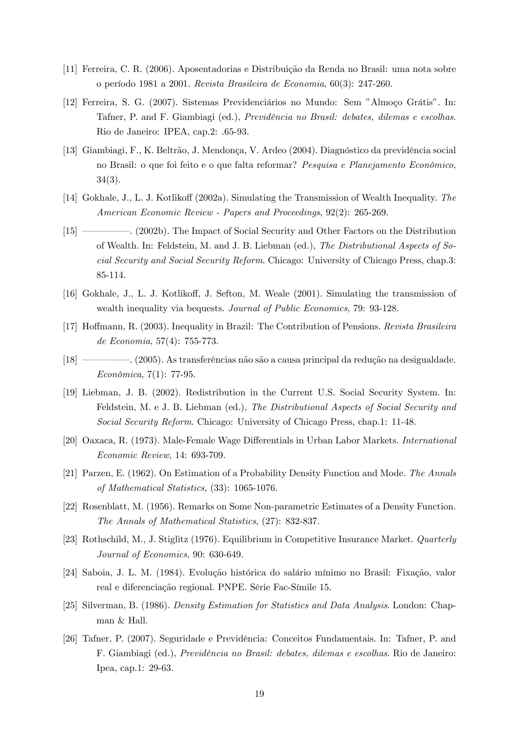[11] Ferreira, C. R. (2006). Aposentadorias e Distribuição da Renda no Brasil: uma nota sobre o período 1981 a 2001. *Revista Brasileira de Economia*, 60(3): 247-260.

[12] Ferreira, S. G. (2007). Sistemas Previdenciários no Mundo: Sem "Almoço Grátis". In: Tafner, P. and F. Giambiagi (ed.), *Previdência no Brasil: debates, dilemas e escolhas*. Rio de Janeiro: IPEA, cap.2: .65-93.

[13] Giambiagi, F., K. Beltrão, J. Mendonça, V. Ardeo (2004). Diagnóstico da previdência social no Brasil: o que foi feito e o que falta reformar? *Pesquisa e Planejamento Econômico*, 34(3).

[14] Gokhale, J., L. J. Kotlikoff (2002a). Simulating the Transmission of Wealth Inequality. *The American Economic Review - Papers and Proceedings*, 92(2): 265-269.

[15] ————. (2002b). The Impact of Social Security and Other Factors on the Distribution of Wealth. In: Feldstein, M. and J. B. Liebman (ed.), *The Distributional Aspects of Social Security and Social Security Reform*. Chicago: University of Chicago Press, chap.3: 85-114.

[16] Gokhale, J., L. J. Kotlikoff, J. Sefton, M. Weale (2001). Simulating the transmission of wealth inequality via bequests. *Journal of Public Economics*, 79: 93-128.

[17] Hoffmann, R. (2003). Inequality in Brazil: The Contribution of Pensions. *Revista Brasileira de Economia*, 57(4): 755-773.

[18] ————. (2005). As transferências não são a causa principal da redução na desigualdade. *Econômica*, 7(1): 77-95.

[19] Liebman, J. B. (2002). Redistribution in the Current U.S. Social Security System. In: Feldstein, M. e J. B. Liebman (ed.), *The Distributional Aspects of Social Security and Social Security Reform*. Chicago: University of Chicago Press, chap.1: 11-48.

[20] Oaxaca, R. (1973). Male-Female Wage Differentials in Urban Labor Markets. *International Economic Review*, 14: 693-709.

[21] Parzen, E. (1962). On Estimation of a Probability Density Function and Mode. *The Annals of Mathematical Statistics*, (33): 1065-1076.

[22] Rosenblatt, M. (1956). Remarks on Some Non-parametric Estimates of a Density Function. *The Annals of Mathematical Statistics*, (27): 832-837.

[23] Rothschild, M., J. Stiglitz (1976). Equilibrium in Competitive Insurance Market. *Quarterly Journal of Economics*, 90: 630-649.

[24] Saboia, J. L. M. (1984). Evolução histórica do salário mínimo no Brasil: Fixação, valor real e diferenciação regional. PNPE. Série Fac-Símile 15.

[25] Silverman, B. (1986). *Density Estimation for Statistics and Data Analysis*. London: Chapman & Hall.

[26] Tafner, P. (2007). Seguridade e Previdência: Conceitos Fundamentais. In: Tafner, P. and F. Giambiagi (ed.), *Previdência no Brasil: debates, dilemas e escolhas*. Rio de Janeiro: Ipea, cap.1: 29-63.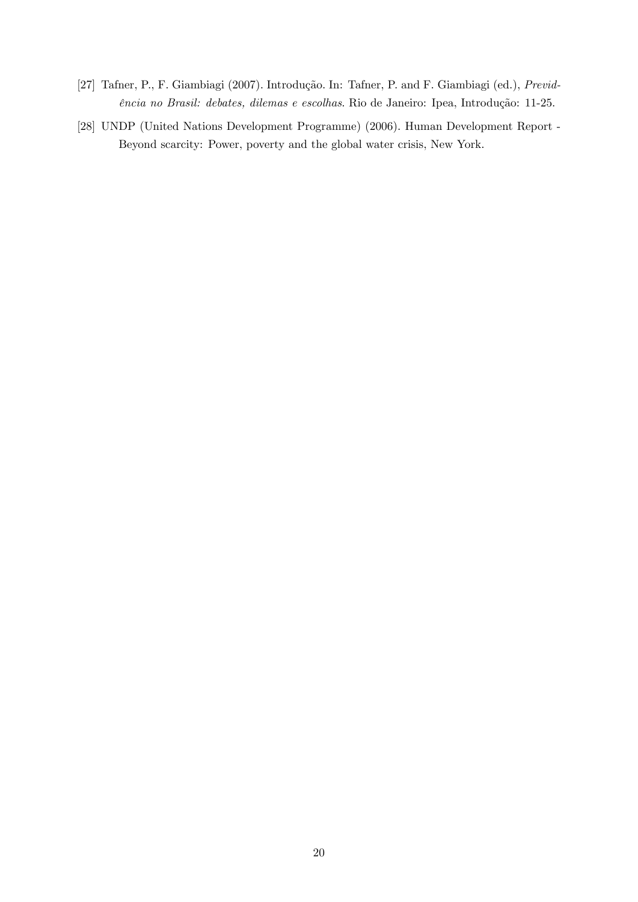[27] Tafner, P., F. Giambiagi (2007). Introdução. In: Tafner, P. and F. Giambiagi (ed.), *Previdência no Brasil: debates, dilemas e escolhas*. Rio de Janeiro: Ipea, Introdução: 11-25.

[28] UNDP (United Nations Development Programme) (2006). Human Development Report - Beyond scarcity: Power, poverty and the global water crisis, New York.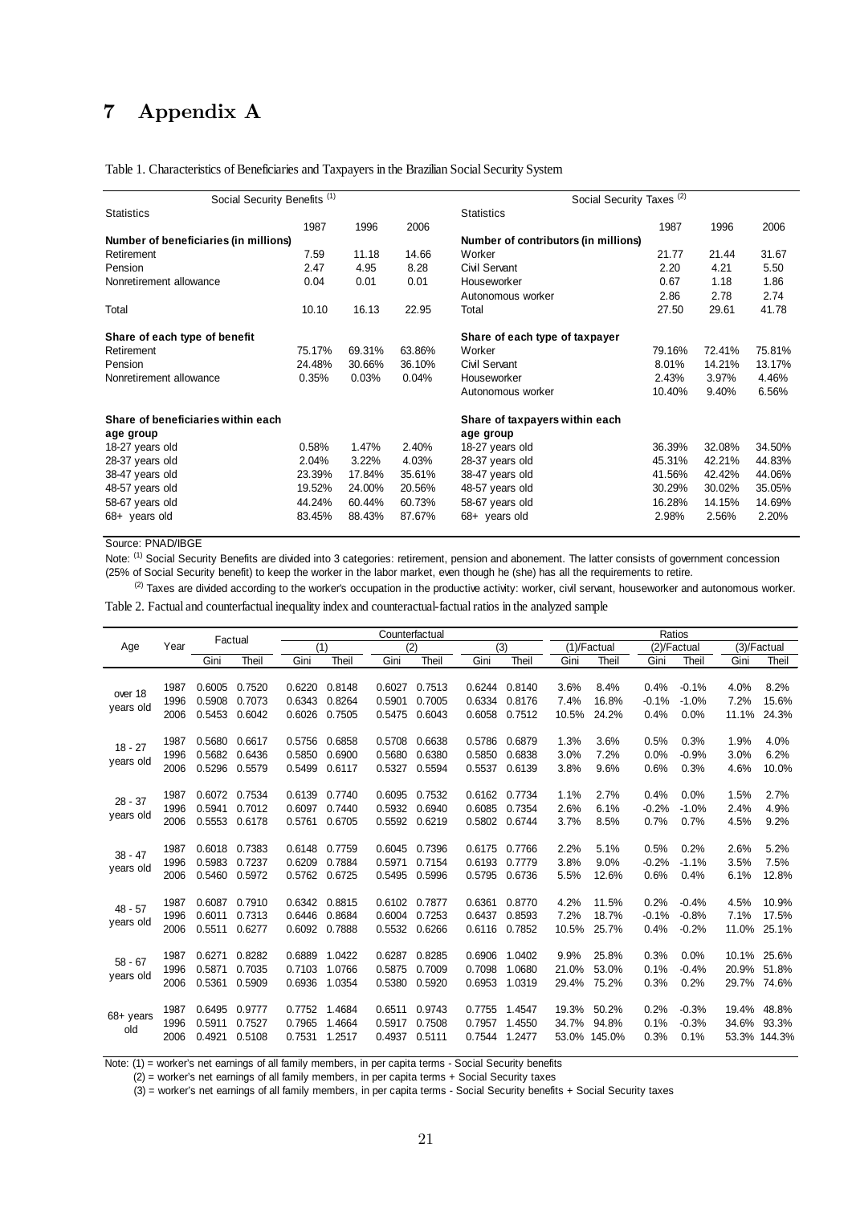# 7 Appendix A

Table 1. Characteristics of Beneficiaries and Taxpayers in the Brazilian Social Security System

| Social Security Benefits [(1)] | | | | Social Security Taxes [(2)] | | | |
|---|---|---|---|---|---|---|---|
| Statistics | 1987 | 1996 | 2006 | Statistics | 1987 | 1996 | 2006 |
| **Number of beneficiaries (in millions)** | | | | **Number of contributors (in millions)** | | | |
| Retirement | 7.59 | 11.18 | 14.66 | Worker | 21.77 | 21.44 | 31.67 |
| Pension | 2.47 | 4.95 | 8.28 | Civil Servant | 2.20 | 4.21 | 5.50 |
| Nonretirement allowance | 0.04 | 0.01 | 0.01 | Houseworker | 0.67 | 1.18 | 1.86 |
| | | | | Autonomous worker | 2.86 | 2.78 | 2.74 |
| Total | 10.10 | 16.13 | 22.95 | Total | 27.50 | 29.61 | 41.78 |
| **Share of each type of benefit** | | | | **Share of each type of taxpayer** | | | |
| Retirement | 75.17% | 69.31% | 63.86% | Worker | 79.16% | 72.41% | 75.81% |
| Pension | 24.48% | 30.66% | 36.10% | Civil Servant | 8.01% | 14.21% | 13.17% |
| Nonretirement allowance | 0.35% | 0.03% | 0.04% | Houseworker | 2.43% | 3.97% | 4.46% |
| | | | | Autonomous worker | 10.40% | 9.40% | 6.56% |
| **Share of beneficiaries within each age group** | | | | **Share of taxpayers within each age group** | | | |
| 18-27 years old | 0.58% | 1.47% | 2.40% | 18-27 years old | 36.39% | 32.08% | 34.50% |
| 28-37 years old | 2.04% | 3.22% | 4.03% | 28-37 years old | 45.31% | 42.21% | 44.83% |
| 38-47 years old | 23.39% | 17.84% | 35.61% | 38-47 years old | 41.56% | 42.42% | 44.06% |
| 48-57 years old | 19.52% | 24.00% | 20.56% | 48-57 years old | 30.29% | 30.02% | 35.05% |
| 58-67 years old | 44.24% | 60.44% | 60.73% | 58-67 years old | 16.28% | 14.15% | 14.69% |
| 68+ years old | 83.45% | 88.43% | 87.67% | 68+ years old | 2.98% | 2.56% | 2.20% |

Source: PNAD/IBGE

Note: [(1)] Social Security Benefits are divided into 3 categories: retirement, pension and abonement. The latter consists of government concession (25% of Social Security benefit) to keep the worker in the labor market, even though he (she) has all the requirements to retire.

[(2)] Taxes are divided according to the worker's occupation in the productive activity: worker, civil servant, houseworker and autonomous worker.

Table 2. Factual and counterfactual inequality index and counteractual-factual ratios in the analyzed sample

| Age | Year | Factual | | Counterfactual (1) | | Counterfactual (2) | | Counterfactual (3) | | Ratios (1)/Factual | | Ratios (2)/Factual | | Ratios (3)/Factual | |
|---|---|---|---|---|---|---|---|---|---|---|---|---|---|---|---|
| | | Gini | Theil | Gini | Theil | Gini | Theil | Gini | Theil | Gini | Theil | Gini | Theil | Gini | Theil |
| over 18 years old | 1987 | 0.6005 | 0.7520 | 0.6220 | 0.8148 | 0.6027 | 0.7513 | 0.6244 | 0.8140 | 3.6% | 8.4% | 0.4% | -0.1% | 4.0% | 8.2% |
| | 1996 | 0.5908 | 0.7073 | 0.6343 | 0.8264 | 0.5901 | 0.7005 | 0.6334 | 0.8176 | 7.4% | 16.8% | -0.1% | -1.0% | 7.2% | 15.6% |
| | 2006 | 0.5453 | 0.6042 | 0.6026 | 0.7505 | 0.5475 | 0.6043 | 0.6058 | 0.7512 | 10.5% | 24.2% | 0.4% | 0.0% | 11.1% | 24.3% |
| 18 - 27 years old | 1987 | 0.5680 | 0.6617 | 0.5756 | 0.6858 | 0.5708 | 0.6638 | 0.5786 | 0.6879 | 1.3% | 3.6% | 0.5% | 0.3% | 1.9% | 4.0% |
| | 1996 | 0.5682 | 0.6436 | 0.5850 | 0.6900 | 0.5680 | 0.6380 | 0.5850 | 0.6838 | 3.0% | 7.2% | 0.0% | -0.9% | 3.0% | 6.2% |
| | 2006 | 0.5296 | 0.5579 | 0.5499 | 0.6117 | 0.5327 | 0.5594 | 0.5537 | 0.6139 | 3.8% | 9.6% | 0.6% | 0.3% | 4.6% | 10.0% |
| 28 - 37 years old | 1987 | 0.6072 | 0.7534 | 0.6139 | 0.7740 | 0.6095 | 0.7532 | 0.6162 | 0.7734 | 1.1% | 2.7% | 0.4% | 0.0% | 1.5% | 2.7% |
| | 1996 | 0.5941 | 0.7012 | 0.6097 | 0.7440 | 0.5932 | 0.6940 | 0.6085 | 0.7354 | 2.6% | 6.1% | -0.2% | -1.0% | 2.4% | 4.9% |
| | 2006 | 0.5553 | 0.6178 | 0.5761 | 0.6705 | 0.5592 | 0.6219 | 0.5802 | 0.6744 | 3.7% | 8.5% | 0.7% | 0.7% | 4.5% | 9.2% |
| 38 - 47 years old | 1987 | 0.6018 | 0.7383 | 0.6148 | 0.7759 | 0.6045 | 0.7396 | 0.6175 | 0.7766 | 2.2% | 5.1% | 0.5% | 0.2% | 2.6% | 5.2% |
| | 1996 | 0.5983 | 0.7237 | 0.6209 | 0.7884 | 0.5971 | 0.7154 | 0.6193 | 0.7779 | 3.8% | 9.0% | -0.2% | -1.1% | 3.5% | 7.5% |
| | 2006 | 0.5460 | 0.5972 | 0.5762 | 0.6725 | 0.5495 | 0.5996 | 0.5795 | 0.6736 | 5.5% | 12.6% | 0.6% | 0.4% | 6.1% | 12.8% |
| 48 - 57 years old | 1987 | 0.6087 | 0.7910 | 0.6342 | 0.8815 | 0.6102 | 0.7877 | 0.6361 | 0.8770 | 4.2% | 11.5% | 0.2% | -0.4% | 4.5% | 10.9% |
| | 1996 | 0.6011 | 0.7313 | 0.6446 | 0.8684 | 0.6004 | 0.7253 | 0.6437 | 0.8593 | 7.2% | 18.7% | -0.1% | -0.8% | 7.1% | 17.5% |
| | 2006 | 0.5511 | 0.6277 | 0.6092 | 0.7888 | 0.5532 | 0.6266 | 0.6116 | 0.7852 | 10.5% | 25.7% | 0.4% | -0.2% | 11.0% | 25.1% |
| 58 - 67 years old | 1987 | 0.6271 | 0.8282 | 0.6889 | 1.0422 | 0.6287 | 0.8285 | 0.6906 | 1.0402 | 9.9% | 25.8% | 0.3% | 0.0% | 10.1% | 25.6% |
| | 1996 | 0.5871 | 0.7035 | 0.7103 | 1.0766 | 0.5875 | 0.7009 | 0.7098 | 1.0680 | 21.0% | 53.0% | 0.1% | -0.4% | 20.9% | 51.8% |
| | 2006 | 0.5361 | 0.5909 | 0.6936 | 1.0354 | 0.5380 | 0.5920 | 0.6953 | 1.0319 | 29.4% | 75.2% | 0.3% | 0.2% | 29.7% | 74.6% |
| 68+ years old | 1987 | 0.6495 | 0.9777 | 0.7752 | 1.4684 | 0.6511 | 0.9743 | 0.7755 | 1.4547 | 19.3% | 50.2% | 0.2% | -0.3% | 19.4% | 48.8% |
| | 1996 | 0.5911 | 0.7527 | 0.7965 | 1.4664 | 0.5917 | 0.7508 | 0.7957 | 1.4550 | 34.7% | 94.8% | 0.1% | -0.3% | 34.6% | 93.3% |
| | 2006 | 0.4921 | 0.5108 | 0.7531 | 1.2517 | 0.4937 | 0.5111 | 0.7544 | 1.2477 | 53.0% | 145.0% | 0.3% | 0.1% | 53.3% | 144.3% |

Note: (1) = worker's net earnings of all family members, in per capita terms - Social Security benefits

(2) = worker's net earnings of all family members, in per capita terms + Social Security taxes

(3) = worker's net earnings of all family members, in per capita terms - Social Security benefits + Social Security taxes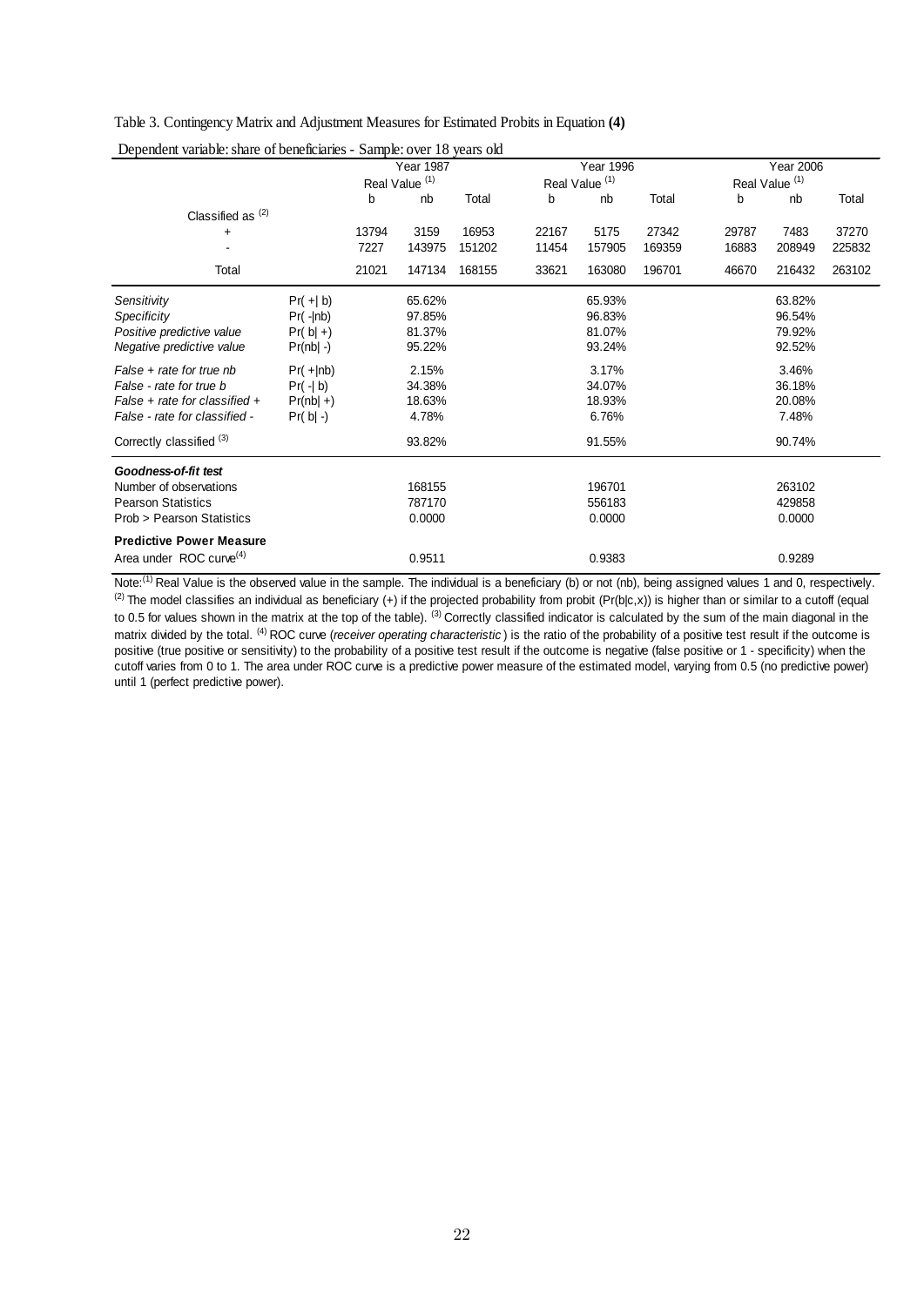Table 3. Contingency Matrix and Adjustment Measures for Estimated Probits in Equation **(4)**

Dependent variable: share of beneficiaries - Sample: over 18 years old

| | | Year 1987 | | | Year 1996 | | | Year 2006 | | |
|---|---|---|---|---|---|---|---|---|---|---|
| | | Real Value (1) | | | Real Value (1) | | | Real Value (1) | | |
| | | b | nb | Total | b | nb | Total | b | nb | Total |
| Classified as (2) | | | | | | | | | | |
| + | | 13794 | 3159 | 16953 | 22167 | 5175 | 27342 | 29787 | 7483 | 37270 |
| - | | 7227 | 143975 | 151202 | 11454 | 157905 | 169359 | 16883 | 208949 | 225832 |
| Total | | 21021 | 147134 | 168155 | 33621 | 163080 | 196701 | 46670 | 216432 | 263102 |
| *Sensitivity* | Pr( +\| b) | | 65.62% | | | 65.93% | | | 63.82% | |
| *Specificity* | Pr( -\|nb) | | 97.85% | | | 96.83% | | | 96.54% | |
| *Positive predictive value* | Pr( b\| +) | | 81.37% | | | 81.07% | | | 79.92% | |
| *Negative predictive value* | Pr(nb\| -) | | 95.22% | | | 93.24% | | | 92.52% | |
| *False + rate for true nb* | Pr( +\|nb) | | 2.15% | | | 3.17% | | | 3.46% | |
| *False - rate for true b* | Pr( -\| b) | | 34.38% | | | 34.07% | | | 36.18% | |
| *False + rate for classified +* | Pr(nb\| +) | | 18.63% | | | 18.93% | | | 20.08% | |
| *False - rate for classified -* | Pr( b\| -) | | 4.78% | | | 6.76% | | | 7.48% | |
| Correctly classified (3) | | | 93.82% | | | 91.55% | | | 90.74% | |
| ***Goodness-of-fit test*** | | | | | | | | | | |
| Number of observations | | | 168155 | | | 196701 | | | 263102 | |
| Pearson Statistics | | | 787170 | | | 556183 | | | 429858 | |
| Prob > Pearson Statistics | | | 0.0000 | | | 0.0000 | | | 0.0000 | |
| **Predictive Power Measure** | | | | | | | | | | |
| Area under ROC curve(4) | | | 0.9511 | | | 0.9383 | | | 0.9289 | |

Note:(1) Real Value is the observed value in the sample. The individual is a beneficiary (b) or not (nb), being assigned values 1 and 0, respectively. (2) The model classifies an individual as beneficiary (+) if the projected probability from probit (Pr(b|c,x)) is higher than or similar to a cutoff (equal to 0.5 for values shown in the matrix at the top of the table). (3) Correctly classified indicator is calculated by the sum of the main diagonal in the matrix divided by the total. (4) ROC curve (*receiver operating characteristic*) is the ratio of the probability of a positive test result if the outcome is positive (true positive or sensitivity) to the probability of a positive test result if the outcome is negative (false positive or 1 - specificity) when the cutoff varies from 0 to 1. The area under ROC curve is a predictive power measure of the estimated model, varying from 0.5 (no predictive power) until 1 (perfect predictive power).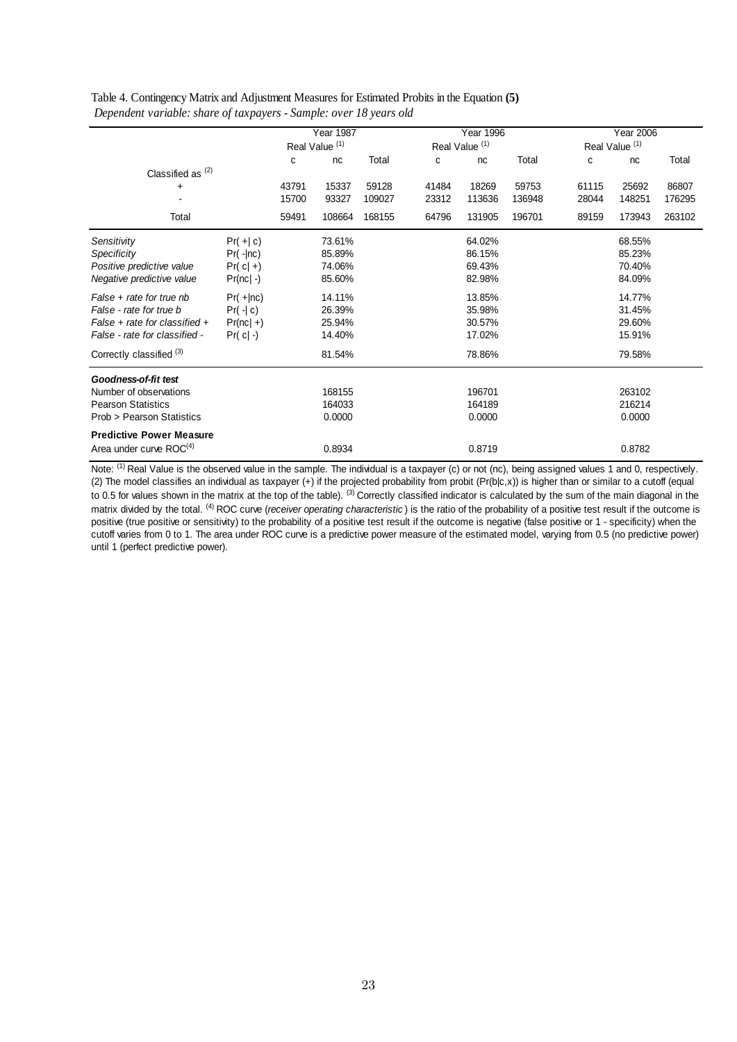Table 4. Contingency Matrix and Adjustment Measures for Estimated Probits in the Equation **(5)**

*Dependent variable: share of taxpayers - Sample: over 18 years old*

| | | Year 1987 | | | Year 1996 | | | Year 2006 | | |
|---|---|---|---|---|---|---|---|---|---|---|
| | | Real Value [(1)] | | | Real Value [(1)] | | | Real Value [(1)] | | |
| | | c | nc | Total | c | nc | Total | c | nc | Total |
| Classified as [(2)] | | | | | | | | | | |
| + | | 43791 | 15337 | 59128 | 41484 | 18269 | 59753 | 61115 | 25692 | 86807 |
| - | | 15700 | 93327 | 109027 | 23312 | 113636 | 136948 | 28044 | 148251 | 176295 |
| Total | | 59491 | 108664 | 168155 | 64796 | 131905 | 196701 | 89159 | 173943 | 263102 |
| *Sensitivity* | Pr( +\| c) | | 73.61% | | | 64.02% | | | 68.55% | |
| *Specificity* | Pr( -\|nc) | | 85.89% | | | 86.15% | | | 85.23% | |
| *Positive predictive value* | Pr( c\| +) | | 74.06% | | | 69.43% | | | 70.40% | |
| *Negative predictive value* | Pr(nc\| -) | | 85.60% | | | 82.98% | | | 84.09% | |
| *False + rate for true nb* | Pr( +\|nc) | | 14.11% | | | 13.85% | | | 14.77% | |
| *False - rate for true b* | Pr( -\| c) | | 26.39% | | | 35.98% | | | 31.45% | |
| *False + rate for classified +* | Pr(nc\| +) | | 25.94% | | | 30.57% | | | 29.60% | |
| *False - rate for classified -* | Pr( c\| -) | | 14.40% | | | 17.02% | | | 15.91% | |
| Correctly classified [(3)] | | | 81.54% | | | 78.86% | | | 79.58% | |
| ***Goodness-of-fit test*** | | | | | | | | | | |
| Number of observations | | | 168155 | | | 196701 | | | 263102 | |
| Pearson Statistics | | | 164033 | | | 164189 | | | 216214 | |
| Prob > Pearson Statistics | | | 0.0000 | | | 0.0000 | | | 0.0000 | |
| **Predictive Power Measure** | | | | | | | | | | |
| Area under curve ROC[(4)] | | | 0.8934 | | | 0.8719 | | | 0.8782 | |

Note: [(1)] Real Value is the observed value in the sample. The individual is a taxpayer (c) or not (nc), being assigned values 1 and 0, respectively. (2) The model classifies an individual as taxpayer (+) if the projected probability from probit (Pr(b|c,x)) is higher than or similar to a cutoff (equal to 0.5 for values shown in the matrix at the top of the table). [(3)] Correctly classified indicator is calculated by the sum of the main diagonal in the matrix divided by the total. [(4)] ROC curve (*receiver operating characteristic*) is the ratio of the probability of a positive test result if the outcome is positive (true positive or sensitivity) to the probability of a positive test result if the outcome is negative (false positive or 1 - specificity) when the cutoff varies from 0 to 1. The area under ROC curve is a predictive power measure of the estimated model, varying from 0.5 (no predictive power) until 1 (perfect predictive power).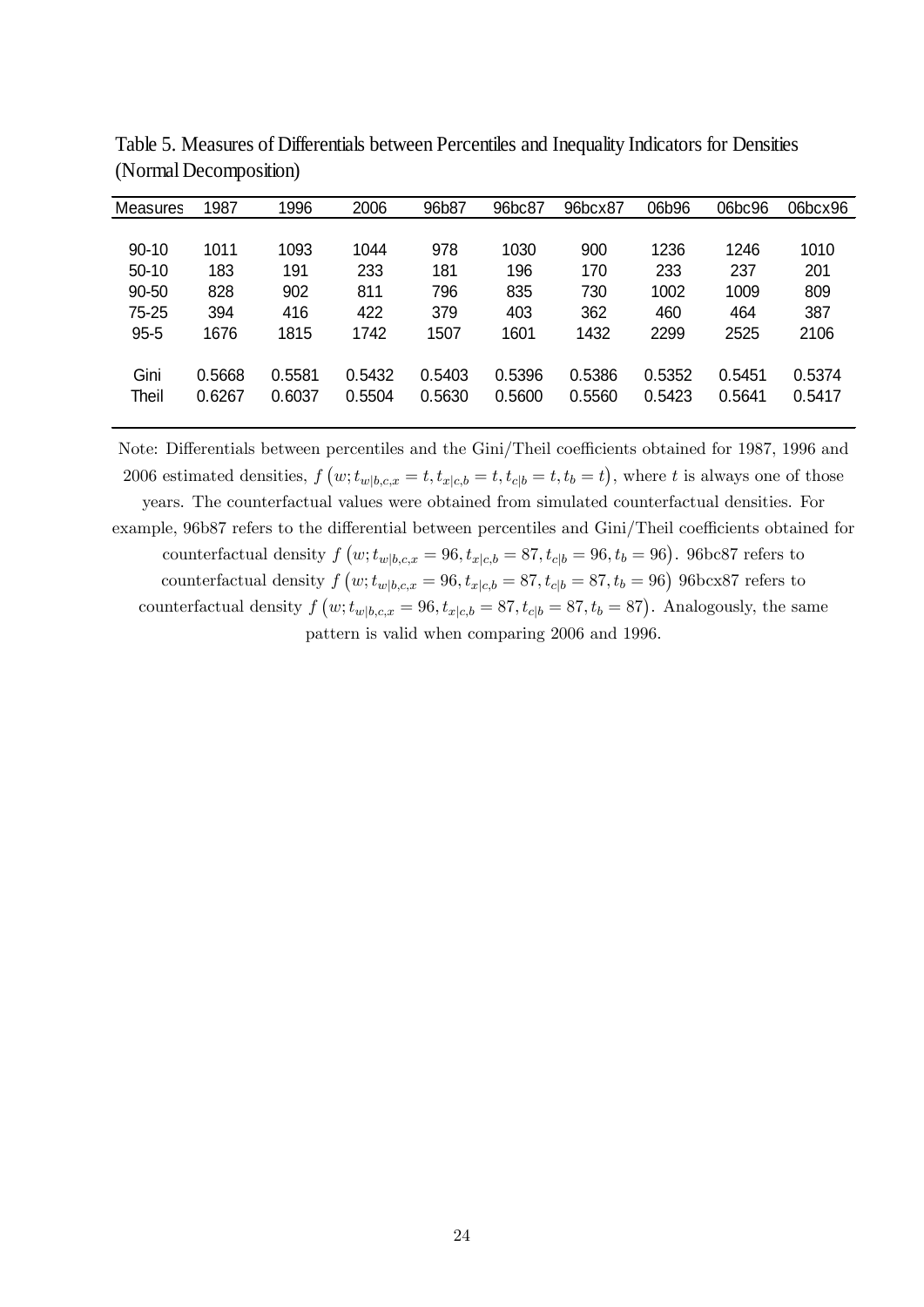Table 5. Measures of Differentials between Percentiles and Inequality Indicators for Densities (Normal Decomposition)

| Measures | 1987 | 1996 | 2006 | 96b87 | 96bc87 | 96bcx87 | 06b96 | 06bc96 | 06bcx96 |
|---|---|---|---|---|---|---|---|---|---|
| 90-10 | 1011 | 1093 | 1044 | 978 | 1030 | 900 | 1236 | 1246 | 1010 |
| 50-10 | 183 | 191 | 233 | 181 | 196 | 170 | 233 | 237 | 201 |
| 90-50 | 828 | 902 | 811 | 796 | 835 | 730 | 1002 | 1009 | 809 |
| 75-25 | 394 | 416 | 422 | 379 | 403 | 362 | 460 | 464 | 387 |
| 95-5 | 1676 | 1815 | 1742 | 1507 | 1601 | 1432 | 2299 | 2525 | 2106 |
| Gini | 0.5668 | 0.5581 | 0.5432 | 0.5403 | 0.5396 | 0.5386 | 0.5352 | 0.5451 | 0.5374 |
| Theil | 0.6267 | 0.6037 | 0.5504 | 0.5630 | 0.5600 | 0.5560 | 0.5423 | 0.5641 | 0.5417 |

Note: Differentials between percentiles and the Gini/Theil coefficients obtained for 1987, 1996 and 2006 estimated densities, $f\left(w; t_{w|b,c,x} = t, t_{x|c,b} = t, t_{c|b} = t, t_b = t\right)$, where $t$ is always one of those years. The counterfactual values were obtained from simulated counterfactual densities. For example, 96b87 refers to the differential between percentiles and Gini/Theil coefficients obtained for counterfactual density $f\left(w; t_{w|b,c,x} = 96, t_{x|c,b} = 87, t_{c|b} = 96, t_b = 96\right)$. 96bc87 refers to counterfactual density $f\left(w; t_{w|b,c,x} = 96, t_{x|c,b} = 87, t_{c|b} = 87, t_b = 96\right)$ 96bcx87 refers to counterfactual density $f\left(w; t_{w|b,c,x} = 96, t_{x|c,b} = 87, t_{c|b} = 87, t_b = 87\right)$. Analogously, the same pattern is valid when comparing 2006 and 1996.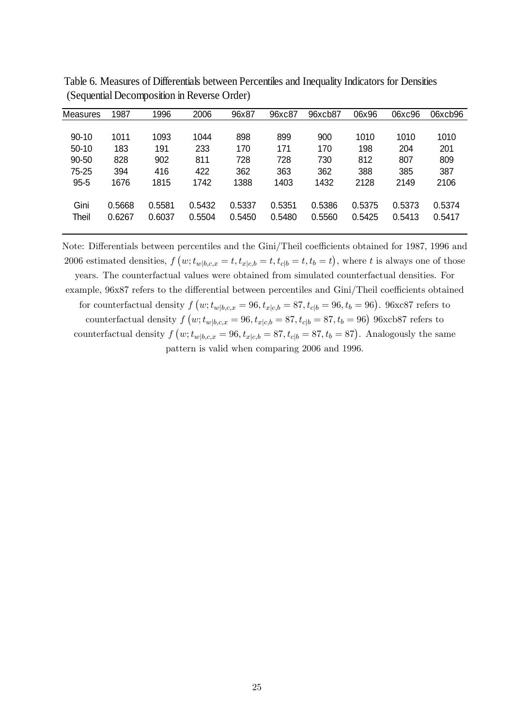Table 6. Measures of Differentials between Percentiles and Inequality Indicators for Densities (Sequential Decomposition in Reverse Order)

| Measures | 1987 | 1996 | 2006 | 96x87 | 96xc87 | 96xcb87 | 06x96 | 06xc96 | 06xcb96 |
|---|---|---|---|---|---|---|---|---|---|
| 90-10 | 1011 | 1093 | 1044 | 898 | 899 | 900 | 1010 | 1010 | 1010 |
| 50-10 | 183 | 191 | 233 | 170 | 171 | 170 | 198 | 204 | 201 |
| 90-50 | 828 | 902 | 811 | 728 | 728 | 730 | 812 | 807 | 809 |
| 75-25 | 394 | 416 | 422 | 362 | 363 | 362 | 388 | 385 | 387 |
| 95-5 | 1676 | 1815 | 1742 | 1388 | 1403 | 1432 | 2128 | 2149 | 2106 |
| Gini | 0.5668 | 0.5581 | 0.5432 | 0.5337 | 0.5351 | 0.5386 | 0.5375 | 0.5373 | 0.5374 |
| Theil | 0.6267 | 0.6037 | 0.5504 | 0.5450 | 0.5480 | 0.5560 | 0.5425 | 0.5413 | 0.5417 |

Note: Differentials between percentiles and the Gini/Theil coefficients obtained for 1987, 1996 and 2006 estimated densities, $f\left(w; t_{w|b,c,x} = t, t_{x|c,b} = t, t_{c|b} = t, t_b = t\right)$, where $t$ is always one of those years. The counterfactual values were obtained from simulated counterfactual densities. For example, 96x87 refers to the differential between percentiles and Gini/Theil coefficients obtained for counterfactual density $f\left(w; t_{w|b,c,x} = 96, t_{x|c,b} = 87, t_{c|b} = 96, t_b = 96\right)$. 96xc87 refers to counterfactual density $f\left(w; t_{w|b,c,x} = 96, t_{x|c,b} = 87, t_{c|b} = 87, t_b = 96\right)$ 96xcb87 refers to counterfactual density $f\left(w; t_{w|b,c,x} = 96, t_{x|c,b} = 87, t_{c|b} = 87, t_b = 87\right)$. Analogously the same pattern is valid when comparing 2006 and 1996.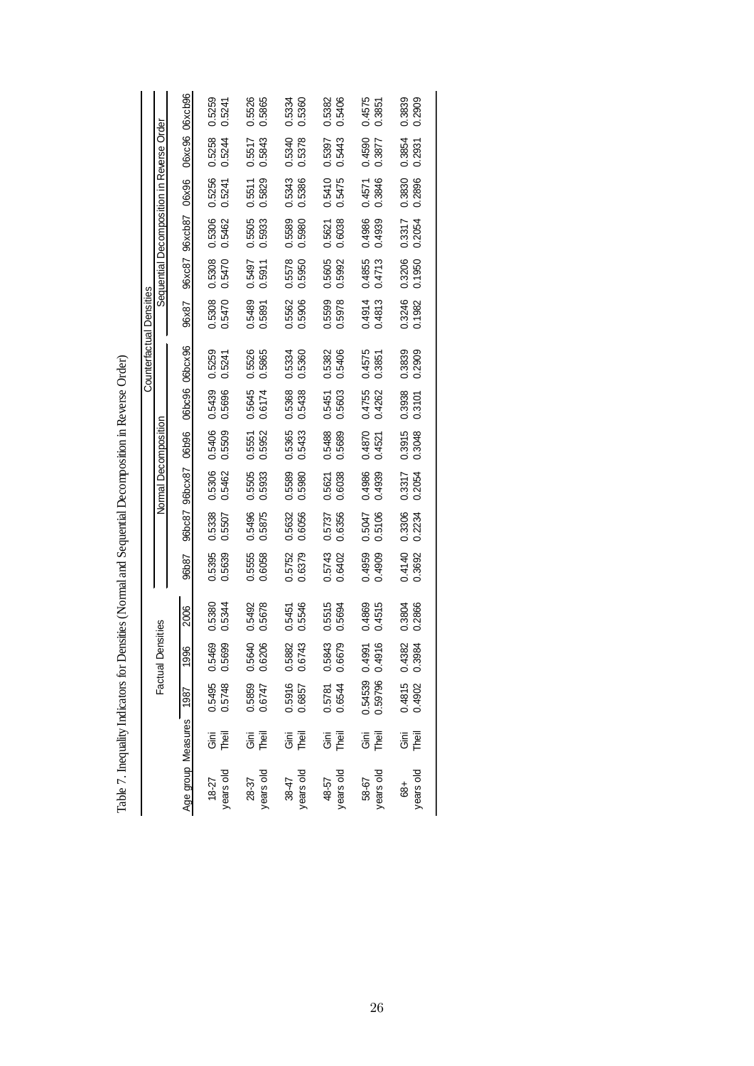Table 7. Inequality Indicators for Densities (Normal and Sequential Decomposition in Reverse Order)

| Age group | Measures | Factual Densities | | | Counterfactual Densities | | | | | | | | | | | |
|---|---|---|---|---|---|---|---|---|---|---|---|---|---|---|---|---|
| | | | | | Normal Decomposition | | | | | | Sequential Decomposition in Reverse Order | | | | | |
| | | 1987 | 1996 | 2006 | 96b87 | 96bc87 | 96bcx87 | 06b96 | 06bc96 | 06bcx96 | 96x87 | 96xc87 | 96xcb87 | 06x96 | 06xc96 | 06xcb96 |
| 18-27 years old | Gini | 0.5495 | 0.5469 | 0.5380 | 0.5395 | 0.5338 | 0.5306 | 0.5406 | 0.5439 | 0.5259 | 0.5308 | 0.5308 | 0.5306 | 0.5256 | 0.5258 | 0.5259 |
| | Theil | 0.5748 | 0.5699 | 0.5344 | 0.5639 | 0.5507 | 0.5462 | 0.5509 | 0.5696 | 0.5241 | 0.5470 | 0.5470 | 0.5462 | 0.5241 | 0.5244 | 0.5241 |
| 28-37 years old | Gini | 0.5859 | 0.5640 | 0.5492 | 0.5555 | 0.5496 | 0.5505 | 0.5551 | 0.5645 | 0.5526 | 0.5489 | 0.5497 | 0.5505 | 0.5511 | 0.5517 | 0.5526 |
| | Theil | 0.6747 | 0.6206 | 0.5678 | 0.6058 | 0.5875 | 0.5933 | 0.5952 | 0.6174 | 0.5865 | 0.5891 | 0.5911 | 0.5933 | 0.5829 | 0.5843 | 0.5865 |
| 38-47 years old | Gini | 0.5916 | 0.5882 | 0.5451 | 0.5752 | 0.5632 | 0.5589 | 0.5365 | 0.5368 | 0.5334 | 0.5562 | 0.5578 | 0.5589 | 0.5343 | 0.5340 | 0.5334 |
| | Theil | 0.6857 | 0.6743 | 0.5546 | 0.6379 | 0.6056 | 0.5980 | 0.5433 | 0.5438 | 0.5360 | 0.5906 | 0.5950 | 0.5980 | 0.5386 | 0.5378 | 0.5360 |
| 48-57 years old | Gini | 0.5781 | 0.5843 | 0.5515 | 0.5743 | 0.5737 | 0.5621 | 0.5488 | 0.5451 | 0.5382 | 0.5599 | 0.5605 | 0.5621 | 0.5410 | 0.5397 | 0.5382 |
| | Theil | 0.6544 | 0.6679 | 0.5694 | 0.6402 | 0.6356 | 0.6038 | 0.5689 | 0.5603 | 0.5406 | 0.5978 | 0.5992 | 0.6038 | 0.5475 | 0.5443 | 0.5406 |
| 58-67 years old | Gini | 0.54539 | 0.4991 | 0.4869 | 0.4959 | 0.5047 | 0.4986 | 0.4870 | 0.4755 | 0.4575 | 0.4914 | 0.4855 | 0.4986 | 0.4571 | 0.4590 | 0.4575 |
| | Theil | 0.59796 | 0.4916 | 0.4515 | 0.4909 | 0.5106 | 0.4939 | 0.4521 | 0.4262 | 0.3851 | 0.4813 | 0.4713 | 0.4939 | 0.3846 | 0.3877 | 0.3851 |
| 68+ years old | Gini | 0.4815 | 0.4382 | 0.3804 | 0.4140 | 0.3306 | 0.3317 | 0.3915 | 0.3938 | 0.3839 | 0.3246 | 0.3206 | 0.3317 | 0.3830 | 0.3854 | 0.3839 |
| | Theil | 0.4902 | 0.3984 | 0.2866 | 0.3692 | 0.2234 | 0.2054 | 0.3048 | 0.3101 | 0.2909 | 0.1982 | 0.1950 | 0.2054 | 0.2896 | 0.2931 | 0.2909 |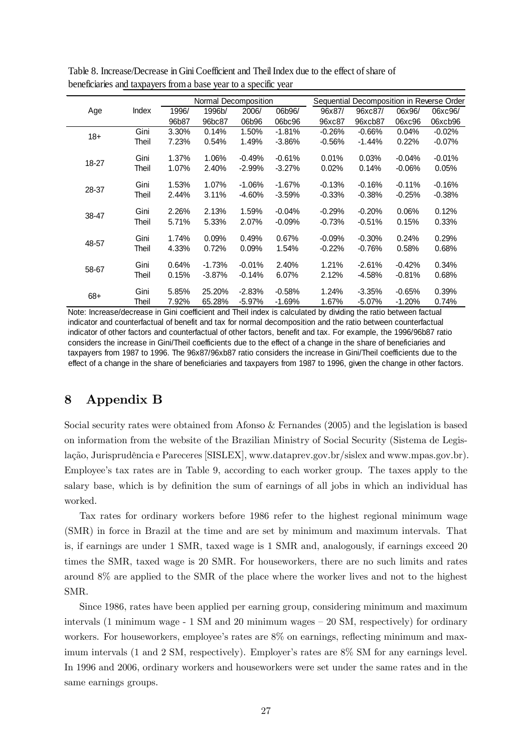Table 8. Increase/Decrease in Gini Coefficient and Theil Index due to the effect of share of beneficiaries and taxpayers from a base year to a specific year

| Age | Index | Normal Decomposition | | | | Sequential Decomposition in Reverse Order | | | |
|---|---|---|---|---|---|---|---|---|---|
| | | 1996/ 96b87 | 1996b/ 96bc87 | 2006/ 06b96 | 06b96/ 06bc96 | 96x87/ 96xc87 | 96xc87/ 96xcb87 | 06x96/ 06xc96 | 06xc96/ 06xcb96 |
| 18+ | Gini | 3.30% | 0.14% | 1.50% | -1.81% | -0.26% | -0.66% | 0.04% | -0.02% |
| | Theil | 7.23% | 0.54% | 1.49% | -3.86% | -0.56% | -1.44% | 0.22% | -0.07% |
| 18-27 | Gini | 1.37% | 1.06% | -0.49% | -0.61% | 0.01% | 0.03% | -0.04% | -0.01% |
| | Theil | 1.07% | 2.40% | -2.99% | -3.27% | 0.02% | 0.14% | -0.06% | 0.05% |
| 28-37 | Gini | 1.53% | 1.07% | -1.06% | -1.67% | -0.13% | -0.16% | -0.11% | -0.16% |
| | Theil | 2.44% | 3.11% | -4.60% | -3.59% | -0.33% | -0.38% | -0.25% | -0.38% |
| 38-47 | Gini | 2.26% | 2.13% | 1.59% | -0.04% | -0.29% | -0.20% | 0.06% | 0.12% |
| | Theil | 5.71% | 5.33% | 2.07% | -0.09% | -0.73% | -0.51% | 0.15% | 0.33% |
| 48-57 | Gini | 1.74% | 0.09% | 0.49% | 0.67% | -0.09% | -0.30% | 0.24% | 0.29% |
| | Theil | 4.33% | 0.72% | 0.09% | 1.54% | -0.22% | -0.76% | 0.58% | 0.68% |
| 58-67 | Gini | 0.64% | -1.73% | -0.01% | 2.40% | 1.21% | -2.61% | -0.42% | 0.34% |
| | Theil | 0.15% | -3.87% | -0.14% | 6.07% | 2.12% | -4.58% | -0.81% | 0.68% |
| 68+ | Gini | 5.85% | 25.20% | -2.83% | -0.58% | 1.24% | -3.35% | -0.65% | 0.39% |
| | Theil | 7.92% | 65.28% | -5.97% | -1.69% | 1.67% | -5.07% | -1.20% | 0.74% |

Note: Increase/decrease in Gini coefficient and Theil index is calculated by dividing the ratio between factual indicator and counterfactual of benefit and tax for normal decomposition and the ratio between counterfactual indicator of other factors and counterfactual of other factors, benefit and tax. For example, the 1996/96b87 ratio considers the increase in Gini/Theil coefficients due to the effect of a change in the share of beneficiaries and taxpayers from 1987 to 1996. The 96x87/96xb87 ratio considers the increase in Gini/Theil coefficients due to the effect of a change in the share of beneficiaries and taxpayers from 1987 to 1996, given the change in other factors.

# 8 Appendix B

Social security rates were obtained from Afonso & Fernandes (2005) and the legislation is based on information from the website of the Brazilian Ministry of Social Security (Sistema de Legislação, Jurisprudência e Pareceres [SISLEX], www.dataprev.gov.br/sislex and www.mpas.gov.br). Employee's tax rates are in Table 9, according to each worker group. The taxes apply to the salary base, which is by definition the sum of earnings of all jobs in which an individual has worked.

Tax rates for ordinary workers before 1986 refer to the highest regional minimum wage (SMR) in force in Brazil at the time and are set by minimum and maximum intervals. That is, if earnings are under 1 SMR, taxed wage is 1 SMR and, analogously, if earnings exceed 20 times the SMR, taxed wage is 20 SMR. For houseworkers, there are no such limits and rates around 8% are applied to the SMR of the place where the worker lives and not to the highest SMR.

Since 1986, rates have been applied per earning group, considering minimum and maximum intervals (1 minimum wage - 1 SM and 20 minimum wages – 20 SM, respectively) for ordinary workers. For houseworkers, employee's rates are 8% on earnings, reflecting minimum and maximum intervals (1 and 2 SM, respectively). Employer's rates are 8% SM for any earnings level. In 1996 and 2006, ordinary workers and houseworkers were set under the same rates and in the same earnings groups.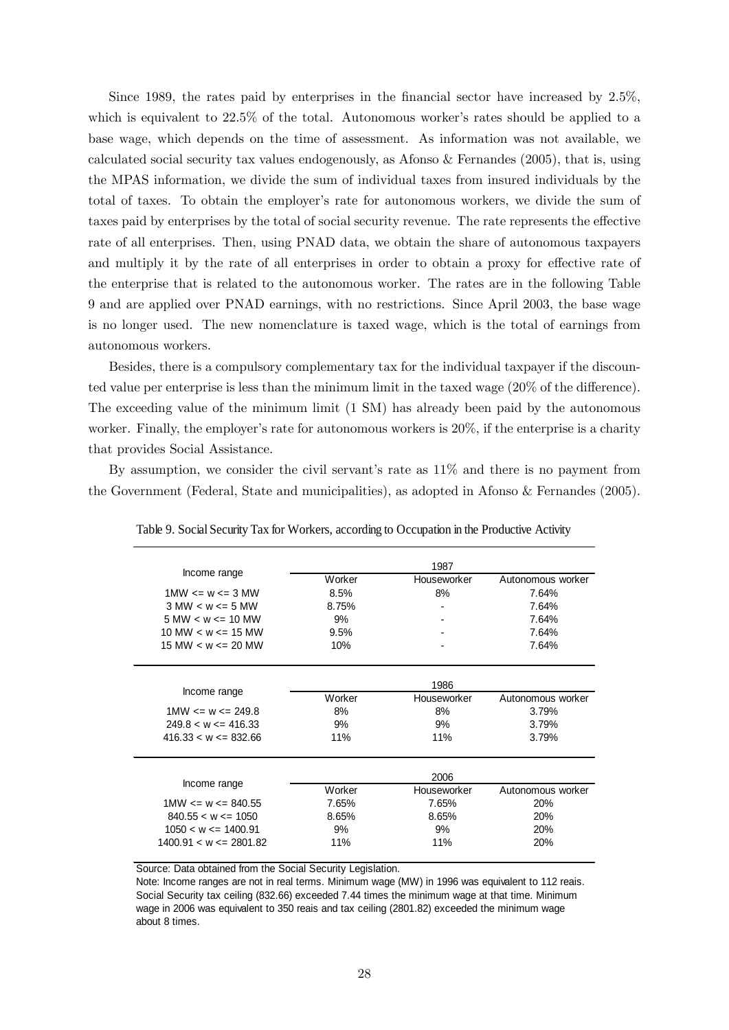Since 1989, the rates paid by enterprises in the financial sector have increased by 2.5%, which is equivalent to 22.5% of the total. Autonomous worker's rates should be applied to a base wage, which depends on the time of assessment. As information was not available, we calculated social security tax values endogenously, as Afonso & Fernandes (2005), that is, using the MPAS information, we divide the sum of individual taxes from insured individuals by the total of taxes. To obtain the employer's rate for autonomous workers, we divide the sum of taxes paid by enterprises by the total of social security revenue. The rate represents the effective rate of all enterprises. Then, using PNAD data, we obtain the share of autonomous taxpayers and multiply it by the rate of all enterprises in order to obtain a proxy for effective rate of the enterprise that is related to the autonomous worker. The rates are in the following Table 9 and are applied over PNAD earnings, with no restrictions. Since April 2003, the base wage is no longer used. The new nomenclature is taxed wage, which is the total of earnings from autonomous workers.

Besides, there is a compulsory complementary tax for the individual taxpayer if the discounted value per enterprise is less than the minimum limit in the taxed wage (20% of the difference). The exceeding value of the minimum limit (1 SM) has already been paid by the autonomous worker. Finally, the employer's rate for autonomous workers is 20%, if the enterprise is a charity that provides Social Assistance.

By assumption, we consider the civil servant's rate as 11% and there is no payment from the Government (Federal, State and municipalities), as adopted in Afonso & Fernandes (2005).

Table 9. Social Security Tax for Workers, according to Occupation in the Productive Activity

| Income range | 1987 | | |
|---|---|---|---|
| | Worker | Houseworker | Autonomous worker |
| 1MW <= w <= 3 MW | 8.5% | 8% | 7.64% |
| 3 MW < w <= 5 MW | 8.75% | - | 7.64% |
| 5 MW < w <= 10 MW | 9% | - | 7.64% |
| 10 MW < w <= 15 MW | 9.5% | - | 7.64% |
| 15 MW < w <= 20 MW | 10% | - | 7.64% |

| Income range | 1986 | | |
|---|---|---|---|
| | Worker | Houseworker | Autonomous worker |
| 1MW <= w <= 249.8 | 8% | 8% | 3.79% |
| 249.8 < w <= 416.33 | 9% | 9% | 3.79% |
| 416.33 < w <= 832.66 | 11% | 11% | 3.79% |

| Income range | 2006 | | |
|---|---|---|---|
| | Worker | Houseworker | Autonomous worker |
| 1MW <= w <= 840.55 | 7.65% | 7.65% | 20% |
| 840.55 < w <= 1050 | 8.65% | 8.65% | 20% |
| 1050 < w <= 1400.91 | 9% | 9% | 20% |
| 1400.91 < w <= 2801.82 | 11% | 11% | 20% |

Source: Data obtained from the Social Security Legislation.

Note: Income ranges are not in real terms. Minimum wage (MW) in 1996 was equivalent to 112 reais. Social Security tax ceiling (832.66) exceeded 7.44 times the minimum wage at that time. Minimum wage in 2006 was equivalent to 350 reais and tax ceiling (2801.82) exceeded the minimum wage about 8 times.